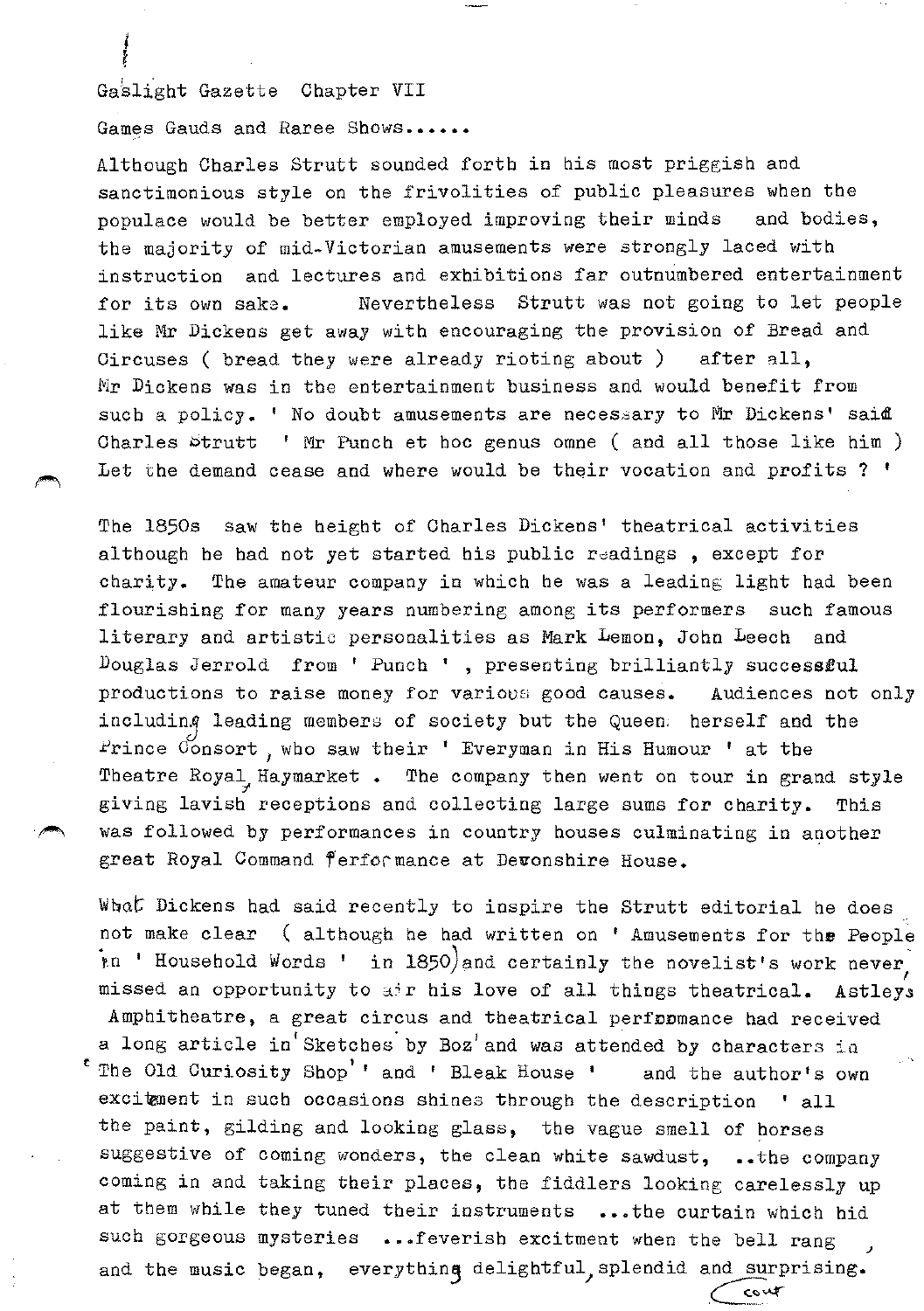Gaslight Gazette  Chapter VII

Games Gauds and Raree Shows......

Although Charles Strutt sounded forth in his most priggish and sanctimonious style on the frivolities of public pleasures when the populace would be better employed improving their minds and bodies, the majority of mid-Victorian amusements were strongly laced with instruction and lectures and exhibitions far outnumbered entertainment for its own sake. Nevertheless Strutt was not going to let people like Mr Dickens get away with encouraging the provision of Bread and Circuses ( bread they were already rioting about ) after all, Mr Dickens was in the entertainment business and would benefit from such a policy. ' No doubt amusements are necessary to Mr Dickens' said Charles Strutt ' Mr Punch et hoc genus omne ( and all those like him ) Let the demand cease and where would be their vocation and profits ? '

The 1850s saw the height of Charles Dickens' theatrical activities although he had not yet started his public readings , except for charity. The amateur company in which he was a leading light had been flourishing for many years numbering among its performers such famous literary and artistic personalities as Mark Lemon, John Leech and Douglas Jerrold from ' Punch ' , presenting brilliantly successful productions to raise money for various good causes. Audiences not only including leading members of society but the Queen herself and the Prince Consort, who saw their ' Everyman in His Humour ' at the Theatre Royal, Haymarket . The company then went on tour in grand style giving lavish receptions and collecting large sums for charity. This was followed by performances in country houses culminating in another great Royal Command Performance at Devonshire House.

What Dickens had said recently to inspire the Strutt editorial he does not make clear ( although he had written on ' Amusements for the People in ' Household Words ' in 1850) and certainly the novelist's work never, missed an opportunity to air his love of all things theatrical. Astleys Amphitheatre, a great circus and theatrical performance had received a long article in 'Sketches by Boz' and was attended by characters in 'The Old Curiosity Shop' ' and ' Bleak House ' and the author's own excitement in such occasions shines through the description ' all the paint, gilding and looking glass, the vague smell of horses suggestive of coming wonders, the clean white sawdust, ..the company coming in and taking their places, the fiddlers looking carelessly up at them while they tuned their instruments ...the curtain which hid such gorgeous mysteries ...feverish excitement when the bell rang and the music began, everything delightful, splendid and surprising.

cont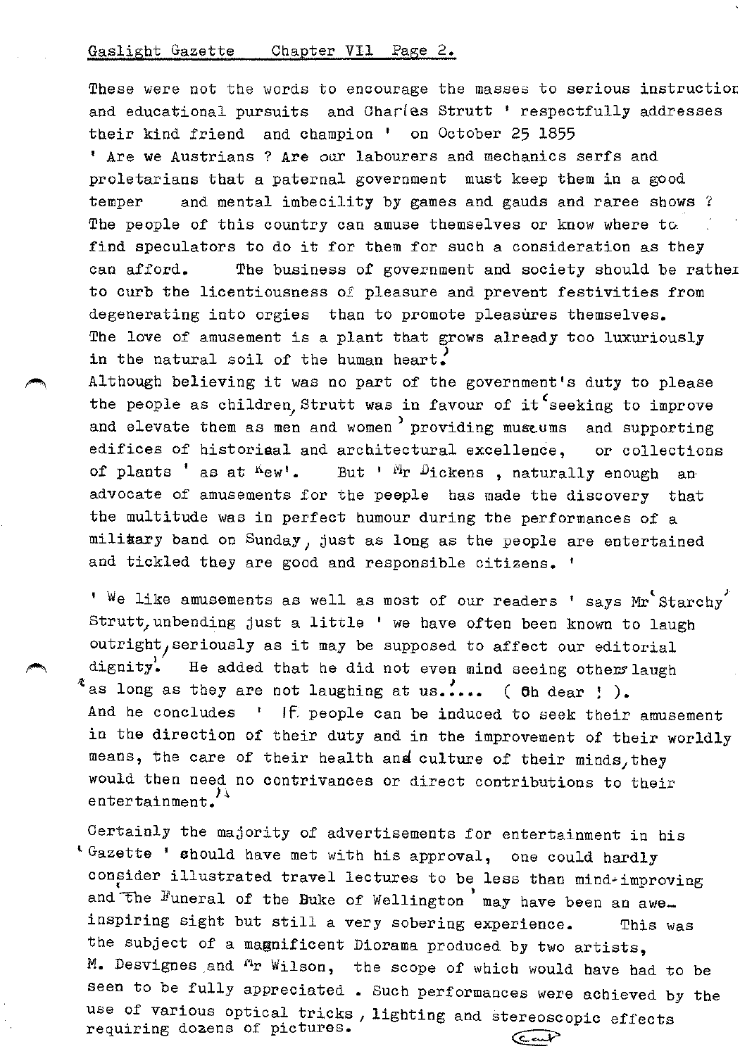These were not the words to encourage the masses to serious instruction and educational pursuits and Charles Strutt ' respectfully addresses their kind friend and champion ' on October 25 1855

' Are we Austrians ? Are our labourers and mechanics serfs and proletarians that a paternal government must keep them in a good temper and mental imbecility by games and gauds and raree shows ? The people of this country can amuse themselves or know where to find speculators to do it for them for such a consideration as they can afford. The business of government and society should be rather to curb the licentiousness of pleasure and prevent festivities from degenerating into orgies than to promote pleasures themselves. The love of amusement is a plant that grows already too luxuriously in the natural soil of the human heart.'

Although believing it was no part of the government's duty to please the people as children, Strutt was in favour of it 'seeking to improve and elevate them as men and women' providing museums and supporting edifices of historical and architectural excellence, or collections of plants ' as at Kew'. But ' Mr Dickens , naturally enough an advocate of amusements for the people has made the discovery that the multitude was in perfect humour during the performances of a military band on Sunday, just as long as the people are entertained and tickled they are good and responsible citizens. '

' We like amusements as well as most of our readers ' says Mr 'Starchy' Strutt, unbending just a little ' we have often been known to laugh outright, seriously as it may be supposed to affect our editorial dignity'. He added that he did not even mind seeing others laugh 'as long as they are not laughing at us.'.... ( Oh dear ! ). And he concludes ' If people can be induced to seek their amusement in the direction of their duty and in the improvement of their worldly means, the care of their health and culture of their minds, they would then need no contrivances or direct contributions to their entertainment.'

Certainly the majority of advertisements for entertainment in his 'Gazette ' should have met with his approval, one could hardly consider illustrated travel lectures to be less than mind-improving and 'The Funeral of the Duke of Wellington' may have been an awe-inspiring sight but still a very sobering experience. This was the subject of a magnificent Diorama produced by two artists, M. Desvignes and Mr Wilson, the scope of which would have had to be seen to be fully appreciated . Such performances were achieved by the use of various optical tricks , lighting and stereoscopic effects requiring dozens of pictures.

Cont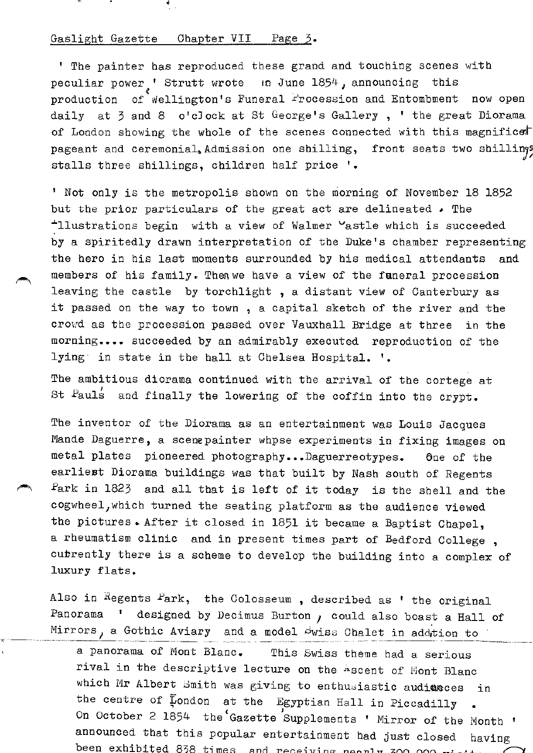' The painter has reproduced these grand and touching scenes with peculiar power ' Strutt wrote in June 1854, announcing this production of Wellington's Funeral Procession and Entombment now open daily at 3 and 8 o'clock at St George's Gallery , ' the great Diorama of London showing the whole of the scenes connected with this magnificent pageant and ceremonial. Admission one shilling, front seats two shillings, stalls three shillings, children half price '.

' Not only is the metropolis shown on the morning of November 18 1852 but the prior particulars of the great act are delineated . The illustrations begin with a view of Walmer Castle which is succeeded by a spiritedly drawn interpretation of the Duke's chamber representing the hero in his last moments surrounded by his medical attendants and members of his family. Then we have a view of the funeral procession leaving the castle by torchlight , a distant view of Canterbury as it passed on the way to town , a capital sketch of the river and the crowd as the procession passed over Vauxhall Bridge at three in the morning.... succeeded by an admirably executed reproduction of the lying in state in the hall at Chelsea Hospital. '.

The ambitious diorama continued with the arrival of the cortege at St Paul's and finally the lowering of the coffin into the crypt.

The inventor of the Diorama as an entertainment was Louis Jacques Mande Daguerre, a scene painter whose experiments in fixing images on metal plates pioneered photography...Daguerreotypes. One of the earliest Diorama buildings was that built by Nash south of Regents Park in 1823 and all that is left of it today is the shell and the cogwheel,which turned the seating platform as the audience viewed the pictures. After it closed in 1851 it became a Baptist Chapel, a rheumatism clinic and in present times part of Bedford College , currently there is a scheme to develop the building into a complex of luxury flats.

Also in Regents Park, the Colosseum , described as ' the original Panorama ' designed by Decimus Burton , could also boast a Hall of Mirrors, a Gothic Aviary and a model Swiss Chalet in addition to a panorama of Mont Blanc. This Swiss theme had a serious rival in the descriptive lecture on the Ascent of Mont Blanc which Mr Albert Smith was giving to enthusiastic audiences in the centre of London at the Egyptian Hall in Piccadilly . On October 2 1854 the 'Gazette' Supplements ' Mirror of the Month ' announced that this popular entertainment had just closed having been exhibited 838 times and receiving nearly 300,000 visit...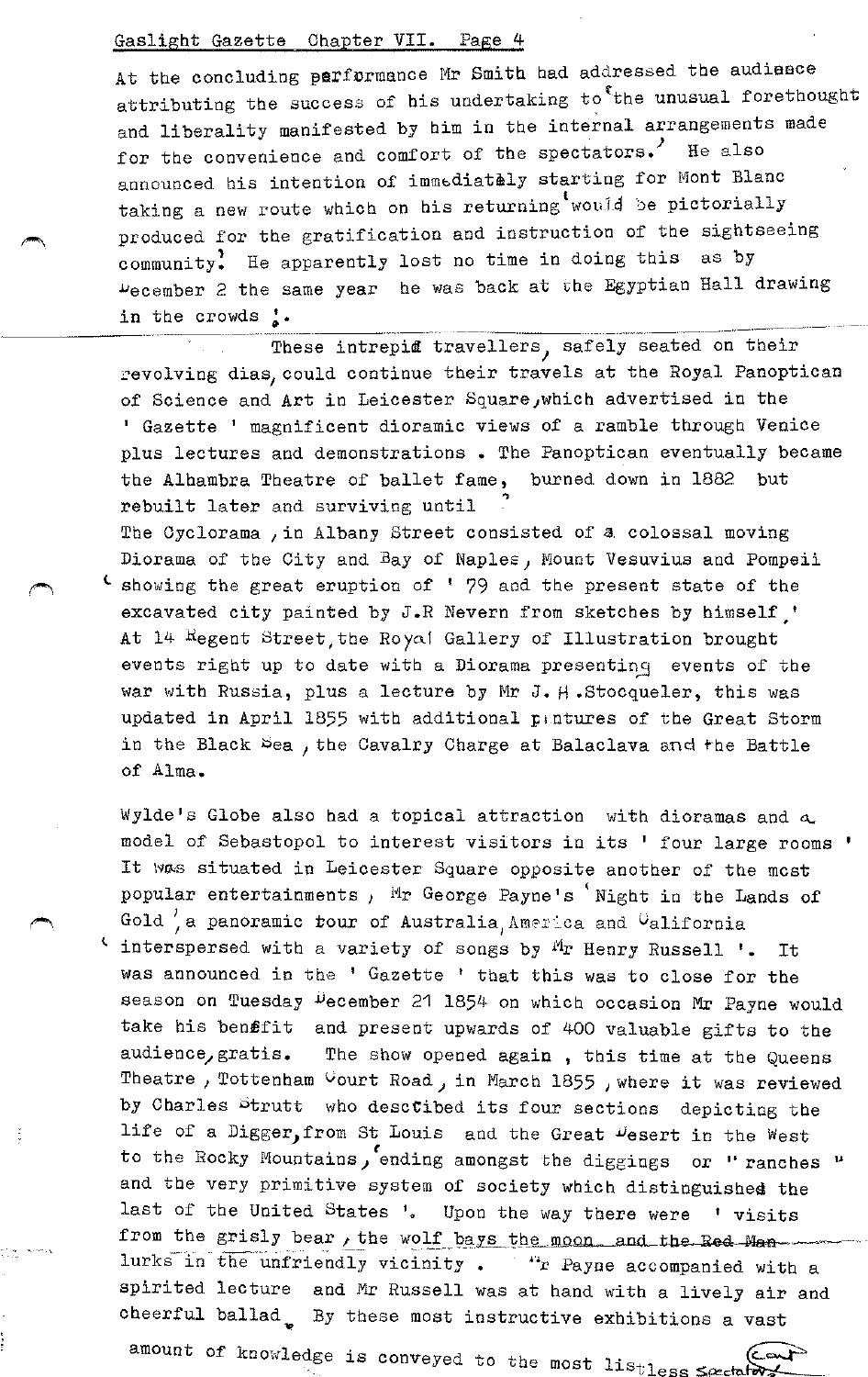At the concluding performance Mr Smith had addressed the audience attributing the success of his undertaking to 'the unusual forethought and liberality manifested by him in the internal arrangements made for the convenience and comfort of the spectators.' He also announced his intention of immediately starting for Mont Blanc taking a new route which on his returning 'would be pictorially produced for the gratification and instruction of the sightseeing community.' He apparently lost no time in doing this as by December 2 the same year he was back at the Egyptian Hall drawing in the crowds !.

These intrepid travellers, safely seated on their revolving dias, could continue their travels at the Royal Panoptican of Science and Art in Leicester Square, which advertised in the ' Gazette ' magnificent dioramic views of a ramble through Venice plus lectures and demonstrations . The Panoptican eventually became the Alhambra Theatre of ballet fame, burned down in 1882 but rebuilt later and surviving until ?

The Cyclorama , in Albany Street consisted of a colossal moving Diorama of the City and Bay of Naples, Mount Vesuvius and Pompeii 'showing the great eruption of ' 79 and the present state of the excavated city painted by J.R Nevern from sketches by himself.' At 14 Regent Street, the Royal Gallery of Illustration brought events right up to date with a Diorama presenting events of the war with Russia, plus a lecture by Mr J. H .Stocqueler, this was updated in April 1855 with additional pictures of the Great Storm in the Black Sea , the Cavalry Charge at Balaclava and the Battle of Alma.

Wylde's Globe also had a topical attraction with dioramas and a model of Sebastopol to interest visitors in its ' four large rooms ' It was situated in Leicester Square opposite another of the most popular entertainments , Mr George Payne's 'Night in the Lands of Gold', a panoramic tour of Australia, America and California 'interspersed with a variety of songs by Mr Henry Russell '. It was announced in the ' Gazette ' that this was to close for the season on Tuesday December 21 1854 on which occasion Mr Payne would take his benefit and present upwards of 400 valuable gifts to the audience, gratis. The show opened again , this time at the Queens Theatre , Tottenham Court Road, in March 1855 , where it was reviewed by Charles Strutt who described its four sections depicting the life of a Digger, from St Louis and the Great Desert in the West to the Rocky Mountains, 'ending amongst the diggings or " ranches " and the very primitive system of society which distinguished the last of the United States '. Upon the way there were ' visits from the grisly bear , the wolf bays the moon and the Red Man lurks in the unfriendly vicinity . Mr Payne accompanied with a spirited lecture and Mr Russell was at hand with a lively air and cheerful ballad. By these most instructive exhibitions a vast amount of knowledge is conveyed to the most listless spectators

(cont)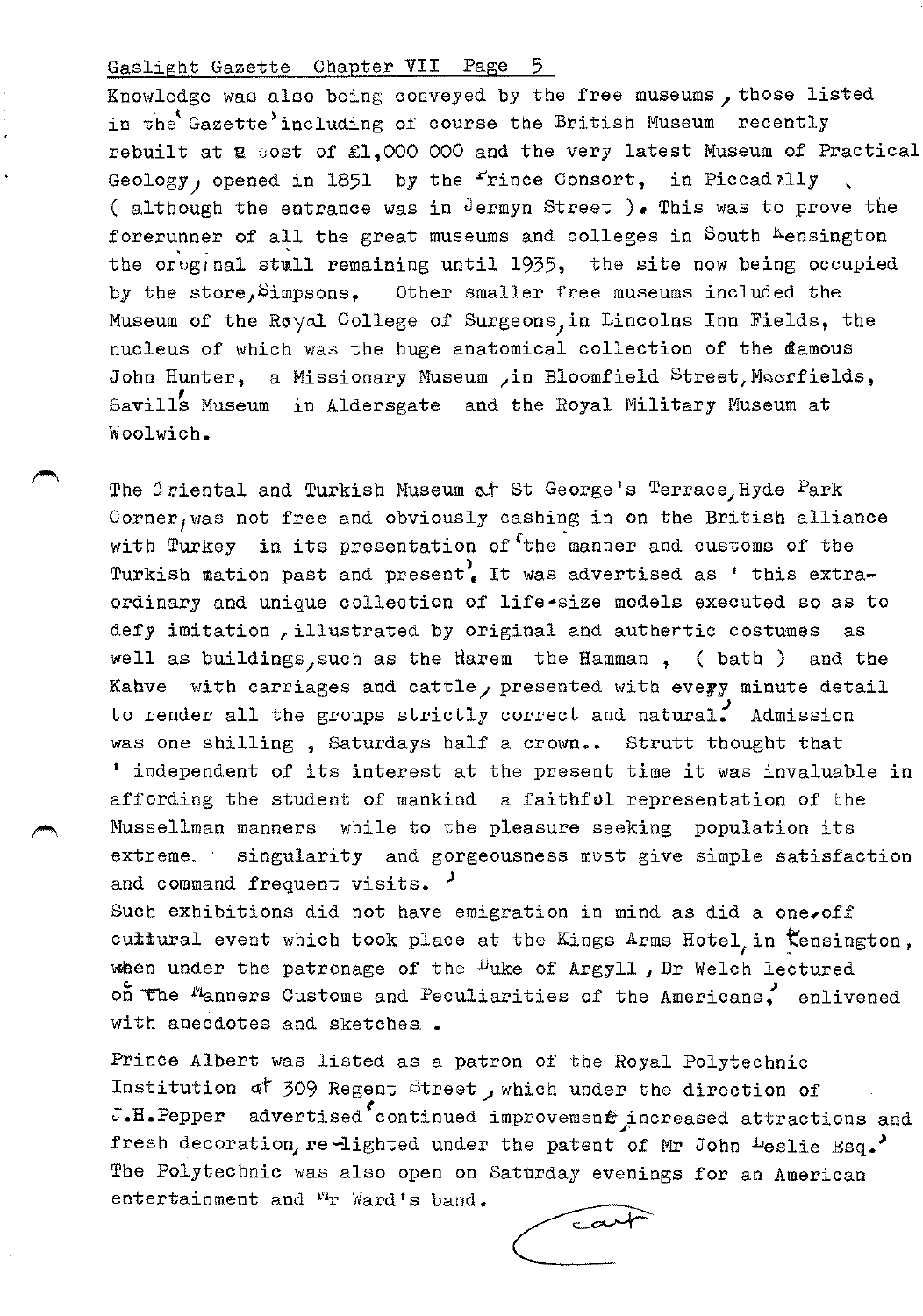Knowledge was also being conveyed by the free museums, those listed in the 'Gazette' including of course the British Museum recently rebuilt at a cost of £1,000 000 and the very latest Museum of Practical Geology, opened in 1851 by the Prince Consort, in Piccadilly ( although the entrance was in Jermyn Street ). This was to prove the forerunner of all the great museums and colleges in South Kensington the original still remaining until 1935, the site now being occupied by the store, Simpsons. Other smaller free museums included the Museum of the Royal College of Surgeons, in Lincolns Inn Fields, the nucleus of which was the huge anatomical collection of the famous John Hunter, a Missionary Museum, in Bloomfield Street, Moorfields, Savill's Museum in Aldersgate and the Royal Military Museum at Woolwich.

The Oriental and Turkish Museum at St George's Terrace, Hyde Park Corner, was not free and obviously cashing in on the British alliance with Turkey in its presentation of 'the manner and customs of the Turkish nation past and present'. It was advertised as ' this extraordinary and unique collection of life-size models executed so as to defy imitation, illustrated by original and authentic costumes as well as buildings, such as the Harem the Hamman, ( bath ) and the Kahve with carriages and cattle, presented with every minute detail to render all the groups strictly correct and natural.' Admission was one shilling , Saturdays half a crown.. Strutt thought that ' independent of its interest at the present time it was invaluable in affording the student of mankind a faithful representation of the Mussellman manners while to the pleasure seeking population its extreme singularity and gorgeousness must give simple satisfaction and command frequent visits. '

Such exhibitions did not have emigration in mind as did a one-off cultural event which took place at the Kings Arms Hotel, in Kensington, when under the patronage of the Duke of Argyll , Dr Welch lectured on 'The Manners Customs and Peculiarities of the Americans,' enlivened with anecdotes and sketches .

Prince Albert was listed as a patron of the Royal Polytechnic Institution at 309 Regent Street, which under the direction of J.H.Pepper advertised 'continued improvement, increased attractions and fresh decoration, re-lighted under the patent of Mr John Leslie Esq.' The Polytechnic was also open on Saturday evenings for an American entertainment and Mr Ward's band.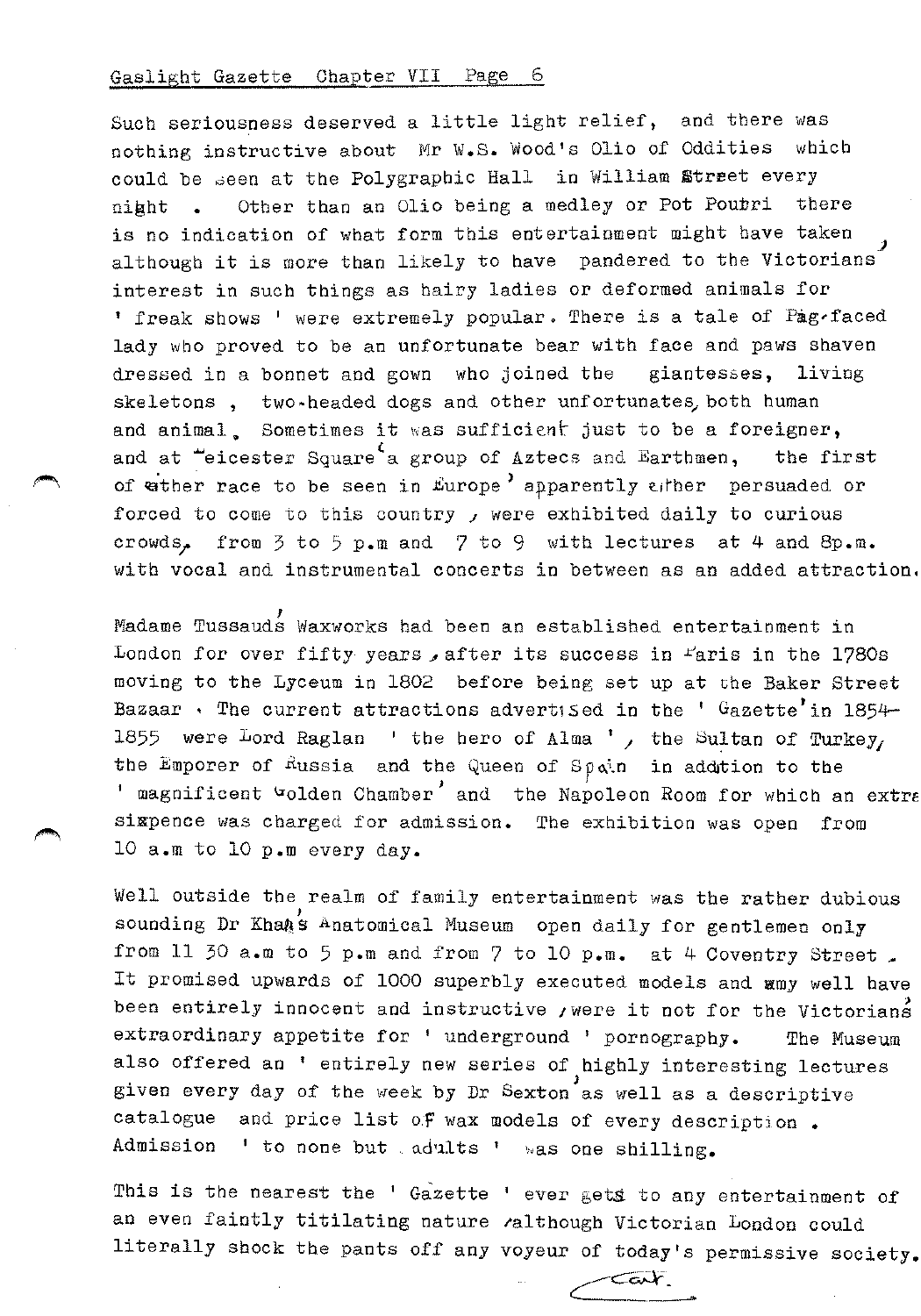Such seriousness deserved a little light relief, and there was nothing instructive about Mr W.S. Wood's Olio of Oddities which could be seen at the Polygraphic Hall in William Street every night . Other than an Olio being a medley or Pot Pourri there is no indication of what form this entertainment might have taken, although it is more than likely to have pandered to the Victorians' interest in such things as hairy ladies or deformed animals for ' freak shows ' were extremely popular. There is a tale of Pig-faced lady who proved to be an unfortunate bear with face and paws shaven dressed in a bonnet and gown who joined the giantesses, living skeletons , two-headed dogs and other unfortunates, both human and animal. Sometimes it was sufficient just to be a foreigner, and at Leicester Square a group of Aztecs and Earthmen, the first of either race to be seen in Europe apparently either persuaded or forced to come to this country , were exhibited daily to curious crowds, from 3 to 5 p.m and 7 to 9 with lectures at 4 and 8p.m. with vocal and instrumental concerts in between as an added attraction.

Madame Tussaud's Waxworks had been an established entertainment in London for over fifty years , after its success in Paris in the 1780s moving to the Lyceum in 1802 before being set up at the Baker Street Bazaar . The current attractions advertised in the ' Gazette' in 1854-1855 were Lord Raglan ' the hero of Alma ' , the Sultan of Turkey, the Emporer of Russia and the Queen of Spain in addition to the ' magnificent Golden Chamber' and the Napoleon Room for which an extra sixpence was charged for admission. The exhibition was open from 10 a.m to 10 p.m every day.

Well outside the realm of family entertainment was the rather dubious sounding Dr Khan's Anatomical Museum open daily for gentlemen only from 11 30 a.m to 5 p.m and from 7 to 10 p.m. at 4 Coventry Street . It promised upwards of 1000 superbly executed models and may well have been entirely innocent and instructive , were it not for the Victorians' extraordinary appetite for ' underground ' pornography. The Museum also offered an ' entirely new series of highly interesting lectures given every day of the week by Dr Sexton' as well as a descriptive catalogue and price list of wax models of every description . Admission ' to none but adults ' was one shilling.

This is the nearest the ' Gazette ' ever gets to any entertainment of an even faintly titilating nature , although Victorian London could literally shock the pants off any voyeur of today's permissive society.

Cont.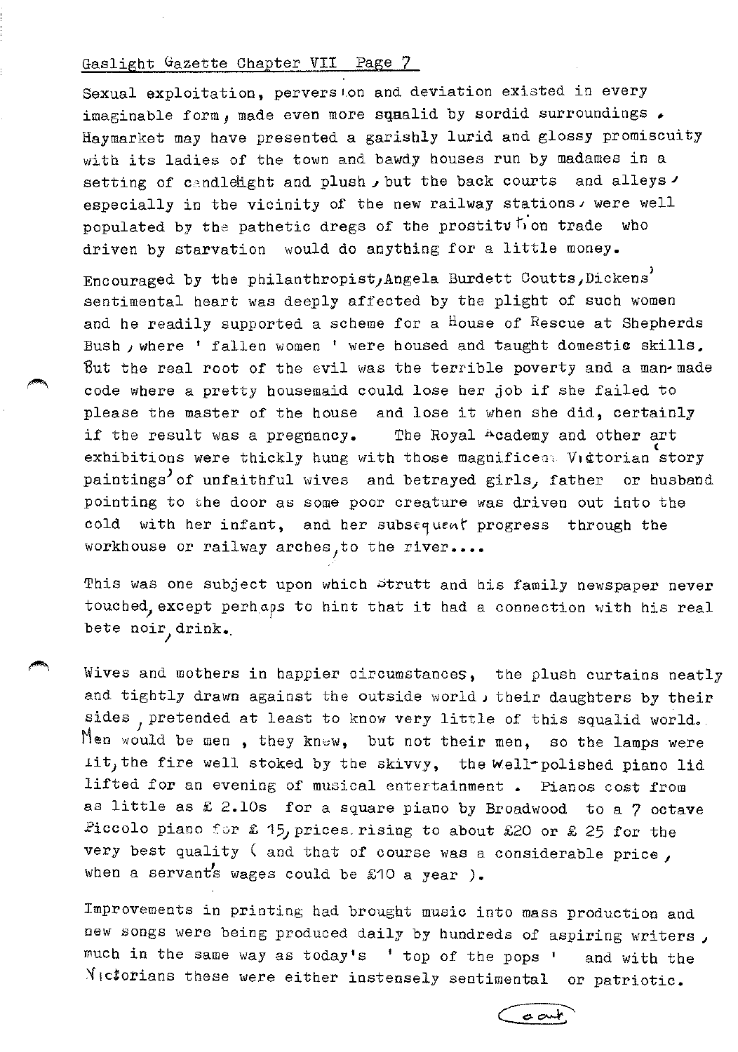Sexual exploitation, perversion and deviation existed in every imaginable form, made even more squalid by sordid surroundings. Haymarket may have presented a garishly lurid and glossy promiscuity with its ladies of the town and bawdy houses run by madames in a setting of candlelight and plush, but the back courts and alleys, especially in the vicinity of the new railway stations, were well populated by the pathetic dregs of the prostitution trade who driven by starvation would do anything for a little money.

Encouraged by the philanthropist, Angela Burdett Coutts, Dickens' sentimental heart was deeply affected by the plight of such women and he readily supported a scheme for a House of Rescue at Shepherds Bush, where ' fallen women ' were housed and taught domestic skills. But the real root of the evil was the terrible poverty and a man-made code where a pretty housemaid could lose her job if she failed to please the master of the house and lose it when she did, certainly if the result was a pregnancy. The Royal Academy and other art exhibitions were thickly hung with those magnificent Victorian story paintings of unfaithful wives and betrayed girls, father or husband pointing to the door as some poor creature was driven out into the cold with her infant, and her subsequent progress through the workhouse or railway arches, to the river....

This was one subject upon which Strutt and his family newspaper never touched, except perhaps to hint that it had a connection with his real bete noir, drink.

Wives and mothers in happier circumstances, the plush curtains neatly and tightly drawn against the outside world, their daughters by their sides, pretended at least to know very little of this squalid world. Men would be men, they knew, but not their men, so the lamps were lit, the fire well stoked by the skivvy, the well-polished piano lid lifted for an evening of musical entertainment. Pianos cost from as little as £ 2.10s for a square piano by Broadwood to a 7 octave Piccolo piano for £ 15, prices rising to about £20 or £ 25 for the very best quality ( and that of course was a considerable price, when a servant's wages could be £10 a year ).

Improvements in printing had brought music into mass production and new songs were being produced daily by hundreds of aspiring writers, much in the same way as today's ' top of the pops ' and with the Victorians these were either instensely sentimental or patriotic.

cont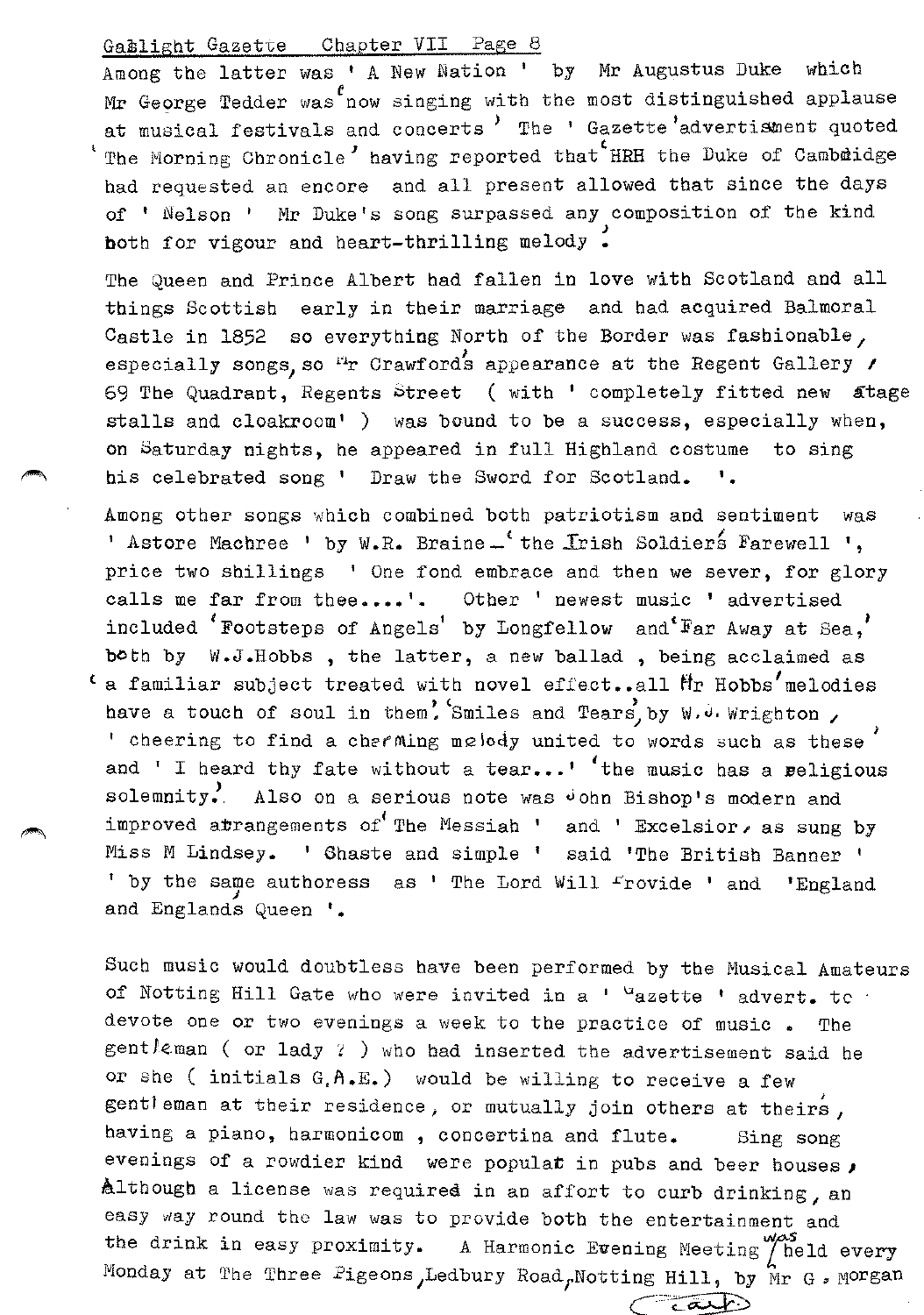Among the latter was ' A New Nation ' by Mr Augustus Duke which Mr George Tedder was 'now singing with the most distinguished applause at musical festivals and concerts' The ' Gazette' advertisment quoted 'The Morning Chronicle' having reported that 'HRH the Duke of Cambridge had requested an encore and all present allowed that since the days of ' Nelson ' Mr Duke's song surpassed any composition of the kind both for vigour and heart-thrilling melody'.

The Queen and Prince Albert had fallen in love with Scotland and all things Scottish early in their marriage and had acquired Balmoral Castle in 1852 so everything North of the Border was fashionable, especially songs, so Mr Crawford's appearance at the Regent Gallery / 69 The Quadrant, Regents Street ( with ' completely fitted new stage stalls and cloakroom' ) was bound to be a success, especially when, on Saturday nights, he appeared in full Highland costume to sing his celebrated song ' Draw the Sword for Scotland. '.

Among other songs which combined both patriotism and sentiment was ' Astore Machree ' by W.R. Braine – 'the Irish Soldier's Farewell ', price two shillings ' One fond embrace and then we sever, for glory calls me far from thee....'. Other ' newest music ' advertised included 'Footsteps of Angels' by Longfellow and 'Far Away at Sea,' both by W.J.Hobbs , the latter, a new ballad , being acclaimed as 'a familiar subject treated with novel effect..all Mr Hobbs' melodies have a touch of soul in them'. 'Smiles and Tears', by W.J. Wrighton , ' cheering to find a charming melody united to words such as these' and ' I heard thy fate without a tear...' 'the music has a religious solemnity.' Also on a serious note was John Bishop's modern and improved arrangements of 'The Messiah ' and ' Excelsior, as sung by Miss M Lindsey. ' Chaste and simple ' said 'The British Banner ' ' by the same authoress as ' The Lord Will Provide ' and 'England and Englands Queen '.

Such music would doubtless have been performed by the Musical Amateurs of Notting Hill Gate who were invited in a ' Gazette ' advert. to devote one or two evenings a week to the practice of music . The gentleman ( or lady ? ) who had inserted the advertisement said he or she ( initials G.A.E.) would be willing to receive a few gentleman at their residence, or mutually join others at theirs, having a piano, harmonicom , concertina and flute. Sing song evenings of a rowdier kind were popular in pubs and beer houses, Although a license was required in an affort to curb drinking, an easy way round the law was to provide both the entertainment and the drink in easy proximity. A Harmonic Evening Meeting was held every Monday at The Three Pigeons, Ledbury Road, Notting Hill, by Mr G . Morgan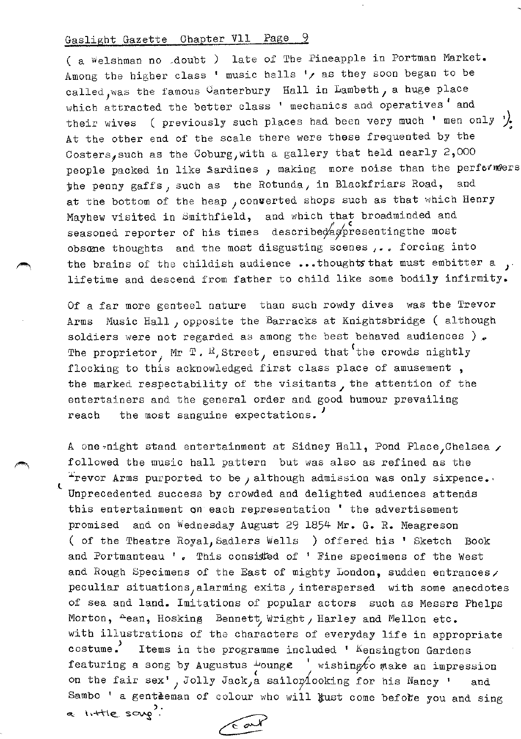( a Welshman no doubt ) late of The Pineapple in Portman Market. Among the higher class ' music halls ', as they soon began to be called, was the famous Canterbury Hall in Lambeth, a huge place which attracted the better class ' mechanics and operatives ' and their wives ( previously such places had been very much ' men only ' ). At the other end of the scale there were these frequented by the Costers, such as the Coburg, with a gallery that held nearly 2,000 people packed in like sardines, making more noise than the performers the penny gaffs, such as the Rotunda, in Blackfriars Road, and at the bottom of the heap, converted shops such as that which Henry Mayhew visited in Smithfield, and which that broadminded and seasoned reporter of his times described as ' presenting the most obscene thoughts and the most disgusting scenes ,.. forcing into the brains of the childish audience ...thoughts that must embitter a lifetime and descend from father to child like some bodily infirmity. '

Of a far more genteel nature than such rowdy dives was the Trevor Arms Music Hall, opposite the Barracks at Knightsbridge ( although soldiers were not regarded as among the best behaved audiences ). The proprietor, Mr T. R. Street, ensured that ' the crowds nightly flocking to this acknowledged first class place of amusement , the marked respectability of the visitants, the attention of the entertainers and the general order and good humour prevailing reach the most sanguine expectations. '

A one-night stand entertainment at Sidney Hall, Pond Place, Chelsea, followed the music hall pattern but was also as refined as the Trevor Arms purported to be, although admission was only sixpence. ' Unprecedented success by crowded and delighted audiences attends this entertainment on each representation ' the advertisement promised and on Wednesday August 29 1854 Mr. G. R. Meagreson ( of the Theatre Royal, Sadlers Wells ) offered his ' Sketch Book and Portmanteau '. This consisted of ' Fine specimens of the West and Rough Specimens of the East of mighty London, sudden entrances, peculiar situations, alarming exits, interspersed with some anecdotes of sea and land. Imitations of popular actors such as Messrs Phelps Morton, Kean, Hosking Bennett, Wright, Harley and Mellon etc. with illustrations of the characters of everyday life in appropriate costume. ' Items in the programme included ' Kensington Gardens featuring a song by Augustus Lounge ' wishing to make an impression on the fair sex', ' Jolly Jack, a sailor looking for his Nancy ' and Sambo ' a gentleman of colour who will just come before you and sing a little song '.

cont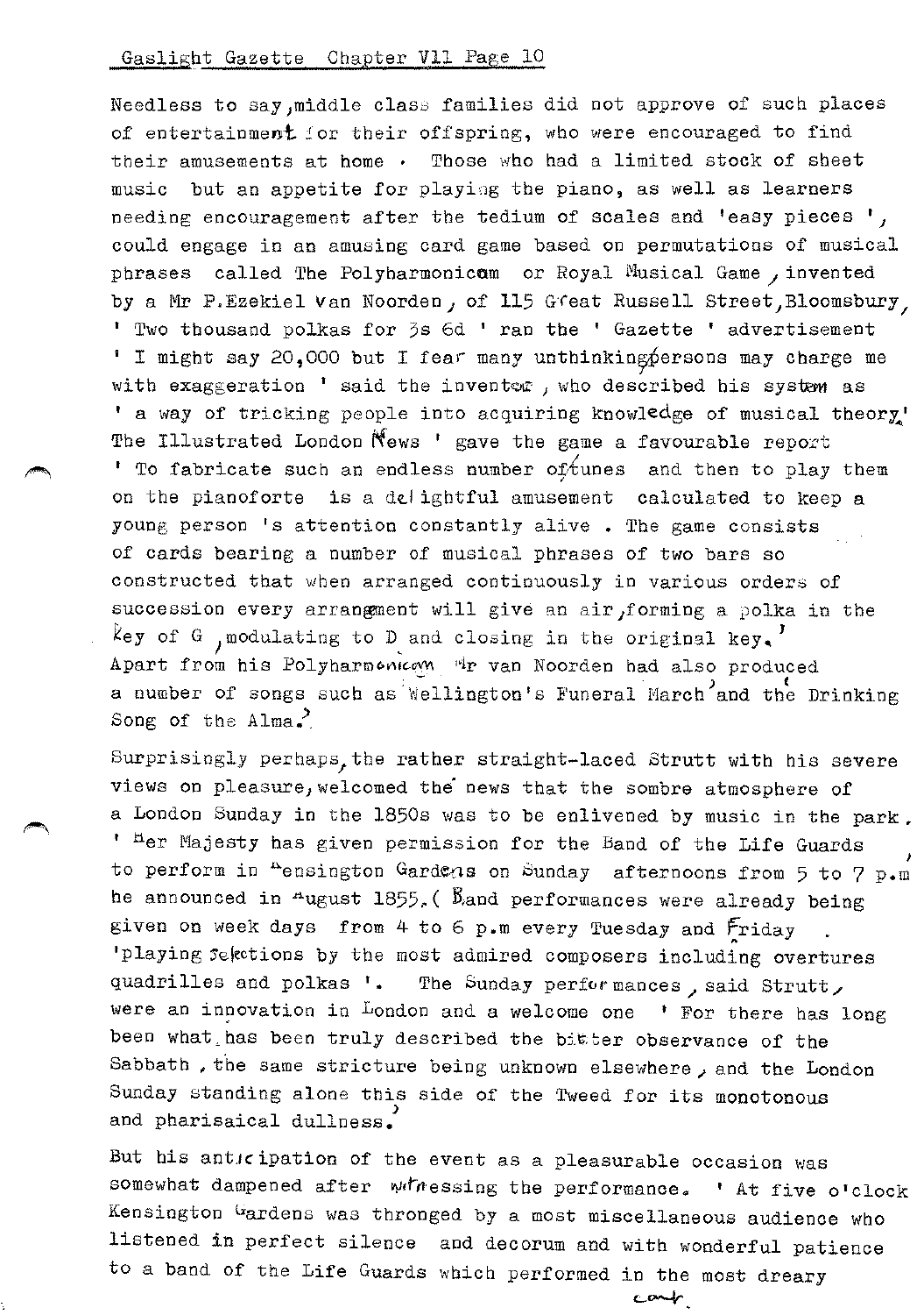Needless to say, middle class families did not approve of such places of entertainment for their offspring, who were encouraged to find their amusements at home. Those who had a limited stock of sheet music but an appetite for playing the piano, as well as learners needing encouragement after the tedium of scales and 'easy pieces', could engage in an amusing card game based on permutations of musical phrases called The Polyharmonicon or Royal Musical Game, invented by a Mr P.Ezekiel van Noorden, of 115 Great Russell Street, Bloomsbury, ' Two thousand polkas for 3s 6d ' ran the ' Gazette ' advertisement ' I might say 20,000 but I fear many unthinking persons may charge me with exaggeration ' said the inventor, who described his system as ' a way of tricking people into acquiring knowledge of musical theory.' The Illustrated London News ' gave the game a favourable report ' To fabricate such an endless number of tunes and then to play them on the pianoforte is a delightful amusement calculated to keep a young person 's attention constantly alive . The game consists of cards bearing a number of musical phrases of two bars so constructed that when arranged continuously in various orders of succession every arrangement will give an air, forming a polka in the key of G, modulating to D and closing in the original key.' Apart from his Polyharmonicon Mr van Noorden had also produced a number of songs such as 'Wellington's Funeral March' and the 'Drinking Song of the Alma.'

Surprisingly perhaps, the rather straight-laced Strutt with his severe views on pleasure, welcomed the news that the sombre atmosphere of a London Sunday in the 1850s was to be enlivened by music in the park. ' Her Majesty has given permission for the Band of the Life Guards to perform in Kensington Gardens on Sunday afternoons from 5 to 7 p.m' he announced in August 1855.( Band performances were already being given on week days from 4 to 6 p.m every Tuesday and Friday 'playing selections by the most admired composers including overtures quadrilles and polkas '. The Sunday performances, said Strutt, were an innovation in London and a welcome one ' For there has long been what has been truly described the bitter observance of the Sabbath, the same stricture being unknown elsewhere, and the London Sunday standing alone this side of the Tweed for its monotonous and pharisaical dullness.'

But his anticipation of the event as a pleasurable occasion was somewhat dampened after witnessing the performance. ' At five o'clock Kensington Gardens was thronged by a most miscellaneous audience who listened in perfect silence and decorum and with wonderful patience to a band of the Life Guards which performed in the most dreary

cont.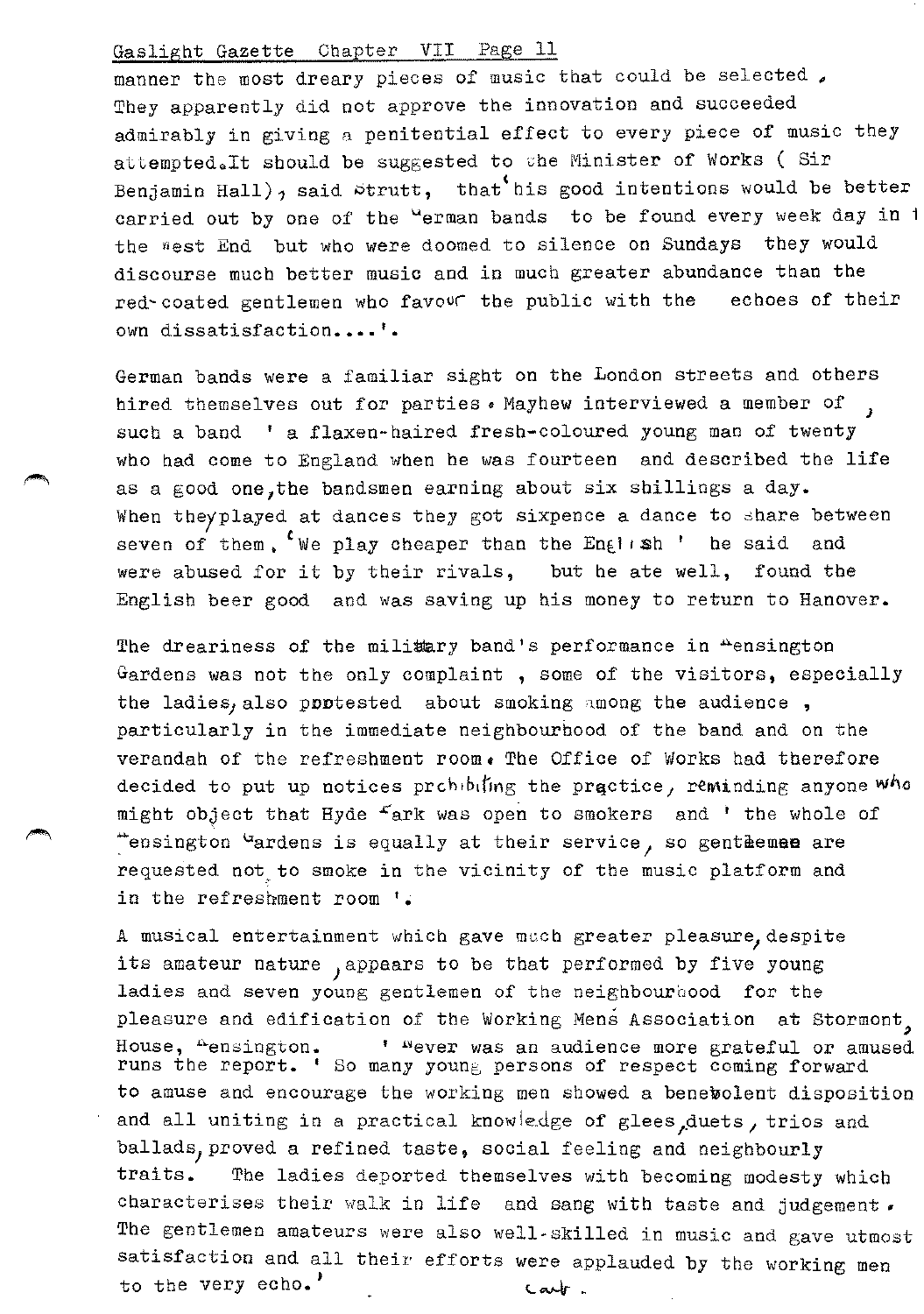manner the most dreary pieces of music that could be selected. They apparently did not approve the innovation and succeeded admirably in giving a penitential effect to every piece of music they attempted. It should be suggested to the Minister of Works ( Sir Benjamin Hall), said Strutt, that his good intentions would be better carried out by one of the German bands to be found every week day in the West End but who were doomed to silence on Sundays they would discourse much better music and in much greater abundance than the red-coated gentlemen who favour the public with the echoes of their own dissatisfaction....'.

German bands were a familiar sight on the London streets and others hired themselves out for parties. Mayhew interviewed a member of such a band ' a flaxen-haired fresh-coloured young man of twenty who had come to England when he was fourteen and described the life as a good one, the bandsmen earning about six shillings a day. When they played at dances they got sixpence a dance to share between seven of them. 'We play cheaper than the English ' he said and were abused for it by their rivals, but he ate well, found the English beer good and was saving up his money to return to Hanover.

The dreariness of the military band's performance in Kensington Gardens was not the only complaint , some of the visitors, especially the ladies, also protested about smoking among the audience , particularly in the immediate neighbourhood of the band and on the verandah of the refreshment room. The Office of Works had therefore decided to put up notices prohibiting the practice, reminding anyone who might object that Hyde Park was open to smokers and ' the whole of Kensington Gardens is equally at their service, so gentlemen are requested not to smoke in the vicinity of the music platform and in the refreshment room '.

A musical entertainment which gave much greater pleasure, despite its amateur nature, appears to be that performed by five young ladies and seven young gentlemen of the neighbourhood for the pleasure and edification of the Working Mens Association at Stormont, House, Kensington. ' Never was an audience more grateful or amused runs the report. ' So many young persons of respect coming forward to amuse and encourage the working men showed a benevolent disposition and all uniting in a practical knowledge of glees, duets, trios and ballads, proved a refined taste, social feeling and neighbourly traits. The ladies deported themselves with becoming modesty which characterises their walk in life and sang with taste and judgement. The gentlemen amateurs were also well-skilled in music and gave utmost satisfaction and all their efforts were applauded by the working men to the very echo.'

cont.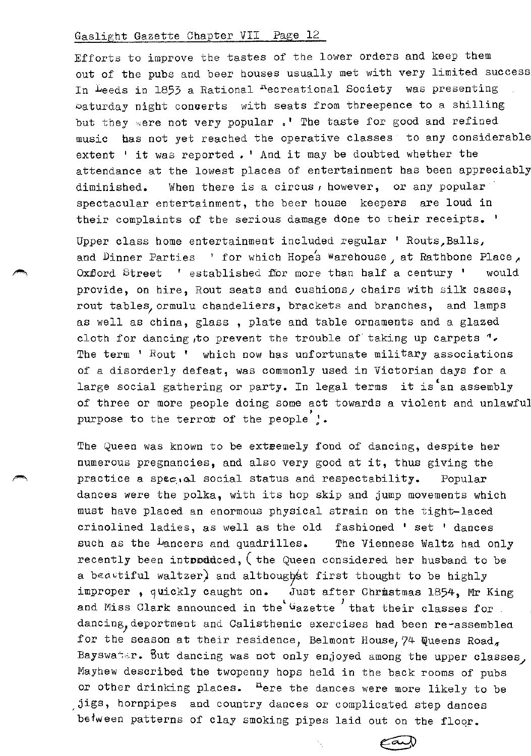Efforts to improve the tastes of the lower orders and keep them out of the pubs and beer houses usually met with very limited success In Leeds in 1853 a Rational Recreational Society was presenting Saturday night concerts with seats from threepence to a shilling but they were not very popular .' The taste for good and refined music has not yet reached the operative classes to any considerable extent ' it was reported . ' And it may be doubted whether the attendance at the lowest places of entertainment has been appreciably diminished. When there is a circus, however, or any popular spectacular entertainment, the beer house keepers are loud in their complaints of the serious damage done to their receipts. '

Upper class home entertainment included regular ' Routs,Balls, and Dinner Parties ' for which Hope's Warehouse, at Rathbone Place, Oxford Street ' established for more than half a century ' would provide, on hire, Rout seats and cushions, chairs with silk cases, rout tables, ormulu chandeliers, brackets and branches, and lamps as well as china, glass , plate and table ornaments and a glazed cloth for dancing, to prevent the trouble of taking up carpets '. The term ' Rout ' which now has unfortunate military associations of a disorderly defeat, was commonly used in Victorian days for a large social gathering or party. In legal terms it is 'an assembly of three or more people doing some act towards a violent and unlawful purpose to the terror of the people '.

The Queen was known to be extremely fond of dancing, despite her numerous pregnancies, and also very good at it, thus giving the practice a special social status and respectability. Popular dances were the polka, with its hop skip and jump movements which must have placed an enormous physical strain on the tight-laced crinolined ladies, as well as the old fashioned ' set ' dances such as the Lancers and quadrilles. The Viennese Waltz had only recently been introduced, (the Queen considered her husband to be a beautiful waltzer) and although at first thought to be highly improper , quickly caught on. Just after Christmas 1854, Mr King and Miss Clark announced in the 'Gazette ' that their classes for dancing, deportment and Calisthenic exercises had been re-assembled for the season at their residence, Belmont House, 74 Queens Road, Bayswater. But dancing was not only enjoyed among the upper classes, Mayhew described the twopenny hops held in the back rooms of pubs or other drinking places. Here the dances were more likely to be jigs, hornpipes and country dances or complicated step dances between patterns of clay smoking pipes laid out on the floor.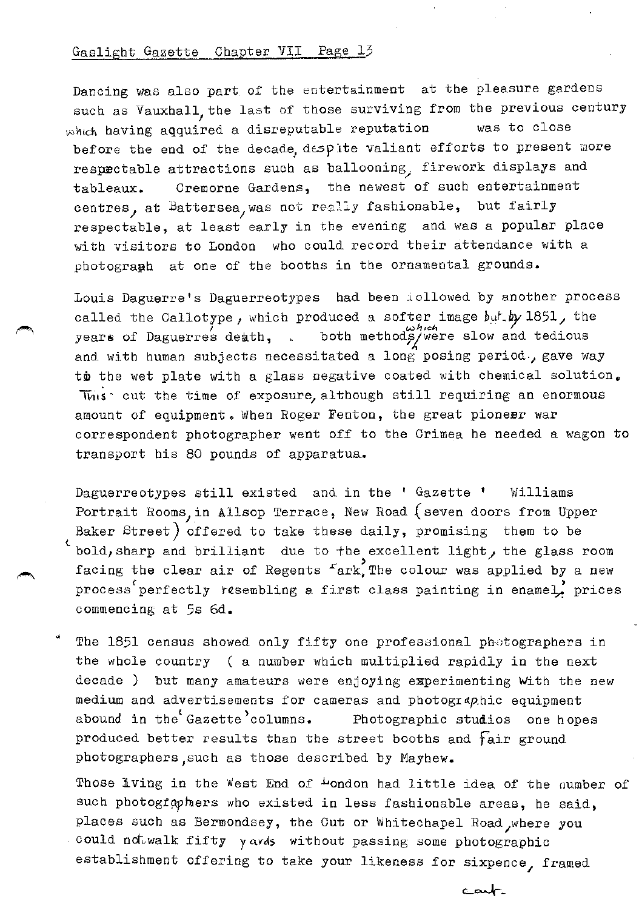Dancing was also part of the entertainment at the pleasure gardens such as Vauxhall, the last of those surviving from the previous century which having acquired a disreputable reputation was to close before the end of the decade, despite valiant efforts to present more respectable attractions such as ballooning, firework displays and tableaux. Cremorne Gardens, the newest of such entertainment centres, at Battersea, was not really fashionable, but fairly respectable, at least early in the evening and was a popular place with visitors to London who could record their attendance with a photograph at one of the booths in the ornamental grounds.

Louis Daguerre's Daguerreotypes had been followed by another process called the Callotype, which produced a softer image but by 1851, the years of Daguerres death, both methods which were slow and tedious and with human subjects necessitated a long posing period, gave way to the wet plate with a glass negative coated with chemical solution. This cut the time of exposure, although still requiring an enormous amount of equipment. When Roger Fenton, the great pioneer war correspondent photographer went off to the Crimea he needed a wagon to transport his 80 pounds of apparatus.

Daguerreotypes still existed and in the ' Gazette ' Williams Portrait Rooms, in Allsop Terrace, New Road (seven doors from Upper Baker Street) offered to take these daily, promising them to be 'bold, sharp and brilliant due to the excellent light, the glass room facing the clear air of Regents Park. The colour was applied by a new process perfectly resembling a first class painting in enamel', prices commencing at 5s 6d.

The 1851 census showed only fifty one professional photographers in the whole country ( a number which multiplied rapidly in the next decade ) but many amateurs were enjoying experimenting with the new medium and advertisements for cameras and photographic equipment abound in the 'Gazette' columns. Photographic studios one hopes produced better results than the street booths and fair ground photographers, such as those described by Mayhew.

Those living in the West End of London had little idea of the number of such photographers who existed in less fashionable areas, he said, places such as Bermondsey, the Cut or Whitechapel Road, where you could not walk fifty yards without passing some photographic establishment offering to take your likeness for sixpence, framed

cont.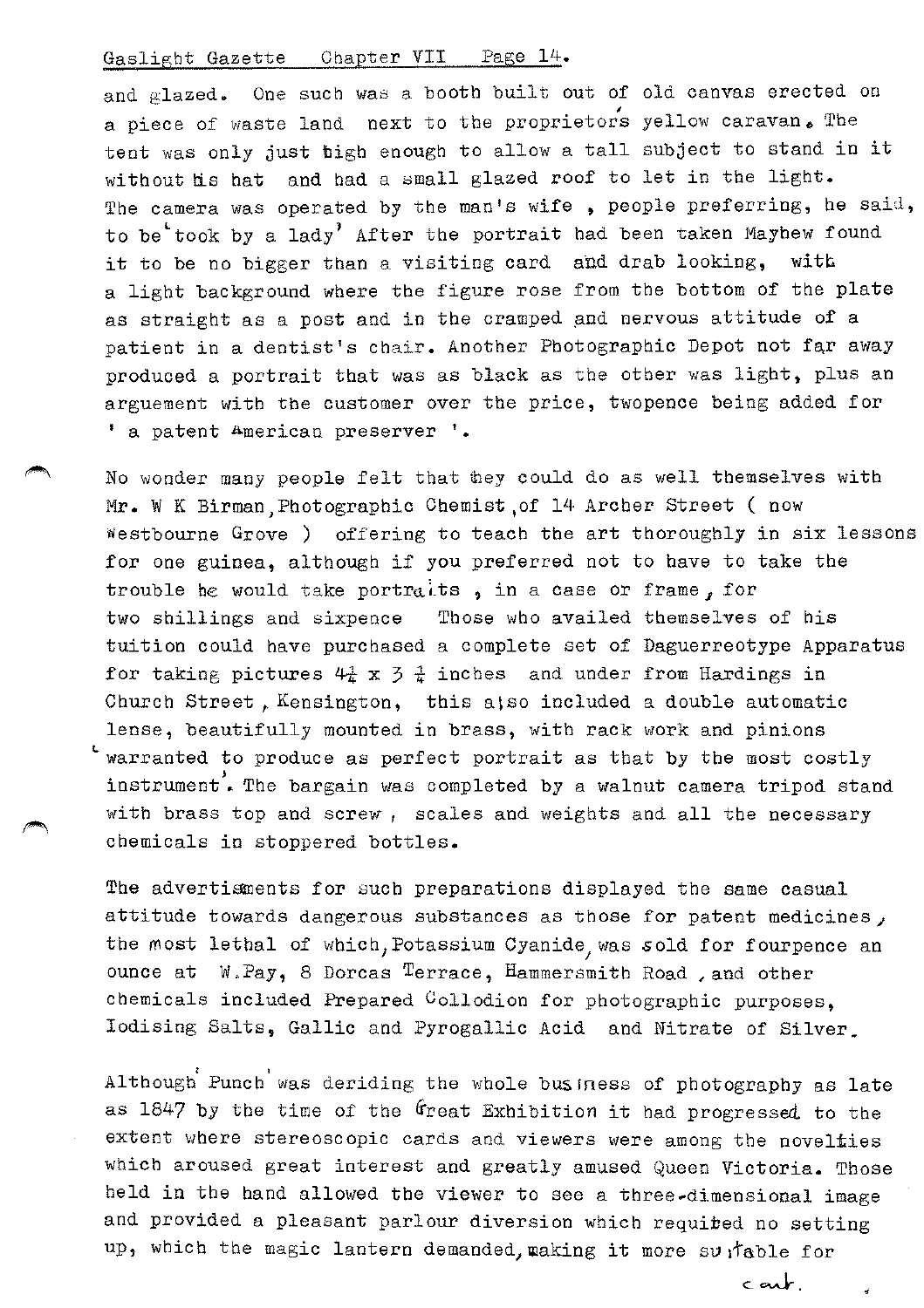and glazed. One such was a booth built out of old canvas erected on a piece of waste land next to the proprietors yellow caravan. The tent was only just high enough to allow a tall subject to stand in it without his hat and had a small glazed roof to let in the light. The camera was operated by the man's wife , people preferring, he said, to be 'took by a lady' After the portrait had been taken Mayhew found it to be no bigger than a visiting card and drab looking, with a light background where the figure rose from the bottom of the plate as straight as a post and in the cramped and nervous attitude of a patient in a dentist's chair. Another Photographic Depot not far away produced a portrait that was as black as the other was light, plus an arguement with the customer over the price, twopence being added for ' a patent American preserver '.

No wonder many people felt that they could do as well themselves with Mr. W K Birman, Photographic Chemist, of 14 Archer Street ( now Westbourne Grove ) offering to teach the art thoroughly in six lessons for one guinea, although if you preferred not to have to take the trouble he would take portraits , in a case or frame, for two shillings and sixpence Those who availed themselves of his tuition could have purchased a complete set of Daguerreotype Apparatus for taking pictures $4\frac{1}{4}$ x $3\frac{1}{4}$ inches and under from Hardings in Church Street, Kensington, this also included a double automatic lense, beautifully mounted in brass, with rack work and pinions 'warranted to produce as perfect portrait as that by the most costly instrument'. The bargain was completed by a walnut camera tripod stand with brass top and screw, scales and weights and all the necessary chemicals in stoppered bottles.

The advertisments for such preparations displayed the same casual attitude towards dangerous substances as those for patent medicines, the most lethal of which, Potassium Cyanide, was sold for fourpence an ounce at W. Pay, 8 Dorcas Terrace, Hammersmith Road, and other chemicals included Prepared Collodion for photographic purposes, Iodising Salts, Gallic and Pyrogallic Acid and Nitrate of Silver.

Although 'Punch' was deriding the whole business of photography as late as 1847 by the time of the Great Exhibition it had progressed to the extent where stereoscopic cards and viewers were among the novelties which aroused great interest and greatly amused Queen Victoria. Those held in the hand allowed the viewer to see a three-dimensional image and provided a pleasant parlour diversion which required no setting up, which the magic lantern demanded, making it more suitable for

cont.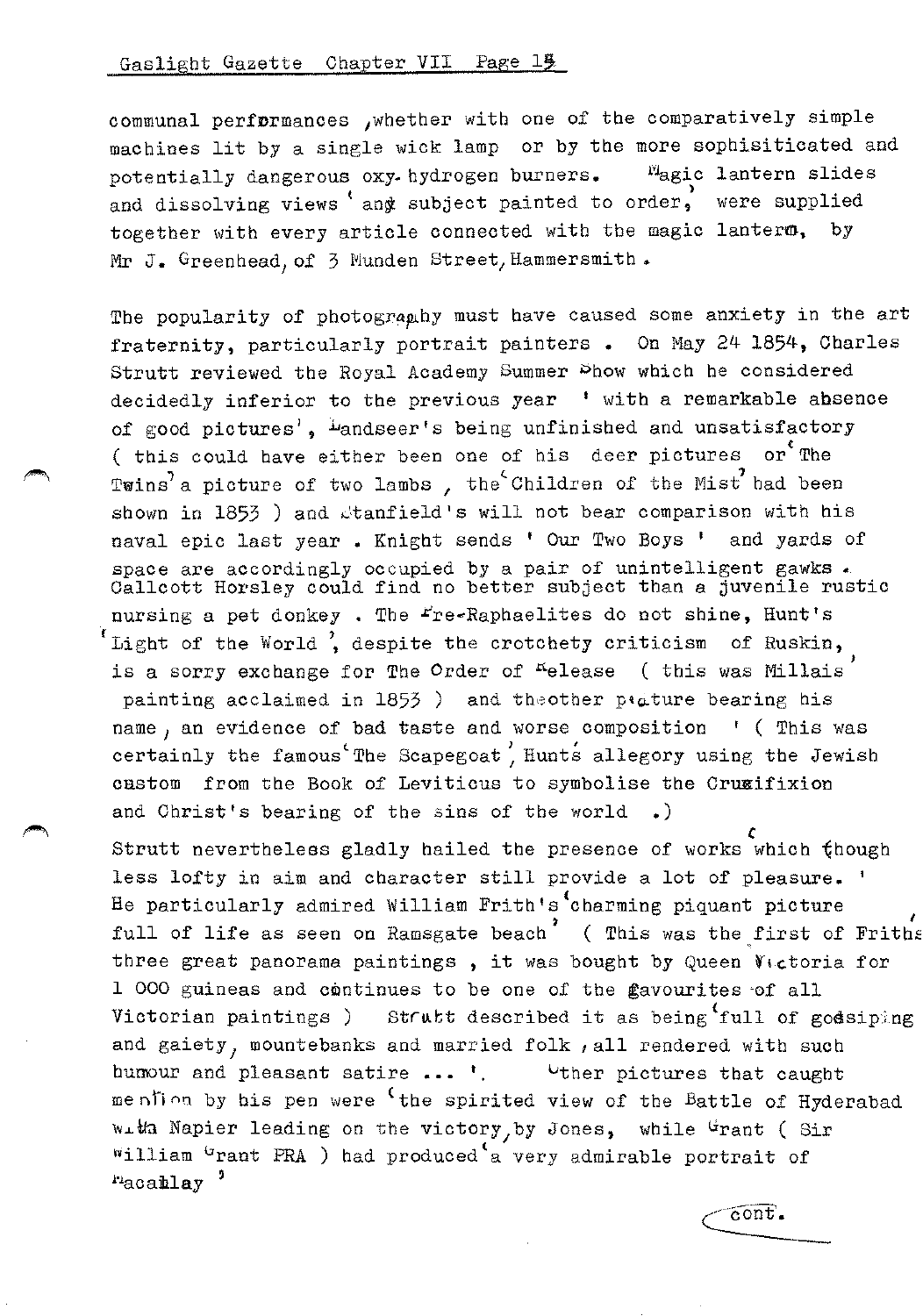communal performances ,whether with one of the comparatively simple machines lit by a single wick lamp or by the more sophisiticated and potentially dangerous oxy-hydrogen burners. Magic lantern slides and dissolving views 'any subject painted to order,' were supplied together with every article connected with the magic lantern, by Mr J. Greenhead, of 3 Munden Street, Hammersmith.

The popularity of photography must have caused some anxiety in the art fraternity, particularly portrait painters . On May 24 1854, Charles Strutt reviewed the Royal Academy Summer Show which he considered decidedly inferior to the previous year ' with a remarkable absence of good pictures', Landseer's being unfinished and unsatisfactory ( this could have either been one of his deer pictures or 'The Twins' a picture of two lambs , the 'Children of the Mist' had been shown in 1853 ) and Stanfield's will not bear comparison with his naval epic last year . Knight sends ' Our Two Boys ' and yards of space are accordingly occupied by a pair of unintelligent gawks . Callcott Horsley could find no better subject than a juvenile rustic nursing a pet donkey . The Pre-Raphaelites do not shine, Hunt's 'Light of the World', despite the crotchety criticism of Ruskin, is a sorry exchange for The Order of Release ( this was Millais' painting acclaimed in 1853 ) and the other picture bearing his name, an evidence of bad taste and worse composition ' ( This was certainly the famous 'The Scapegoat', Hunt's allegory using the Jewish custom from the Book of Leviticus to symbolise the Crucifixion and Christ's bearing of the sins of the world .)

Strutt nevertheless gladly hailed the presence of works 'which though less lofty in aim and character still provide a lot of pleasure. ' He particularly admired William Frith's 'charming piquant picture full of life as seen on Ramsgate beach' ( This was the first of Frith's three great panorama paintings , it was bought by Queen Victoria for 1 000 guineas and continues to be one of the favourites of all Victorian paintings ) Strutt described it as being 'full of gossiping and gaiety, mountebanks and married folk , all rendered with such humour and pleasant satire ... '. Other pictures that caught mention by his pen were 'the spirited view of the Battle of Hyderabad with Napier leading on the victory, by Jones, while Grant ( Sir William Grant FRA ) had produced 'a very admirable portrait of Macaulay'

cont.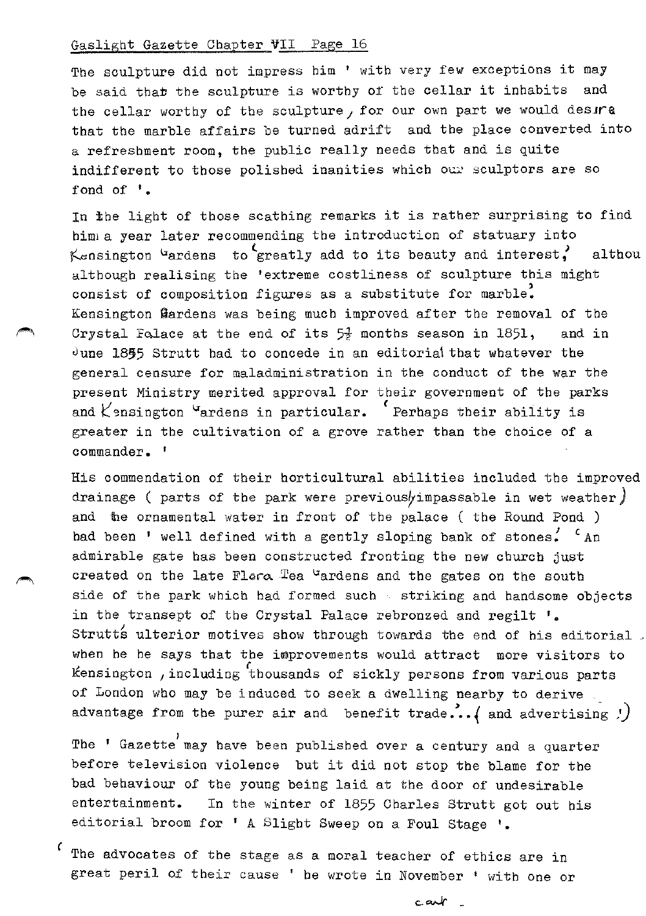The sculpture did not impress him ' with very few exceptions it may be said that the sculpture is worthy of the cellar it inhabits and the cellar worthy of the sculpture, for our own part we would desire that the marble affairs be turned adrift and the place converted into a refreshment room, the public really needs that and is quite indifferent to those polished inanities which our sculptors are so fond of '.

In the light of those scathing remarks it is rather surprising to find him a year later recommending the introduction of statuary into Kensington Gardens to 'greatly add to its beauty and interest,' although realising the 'extreme costliness of sculpture this might consist of composition figures as a substitute for marble.' Kensington Gardens was being much improved after the removal of the Crystal Palace at the end of its 5½ months season in 1851, and in June 1855 Strutt had to concede in an editorial that whatever the general censure for maladministration in the conduct of the war the present Ministry merited approval for their government of the parks and Kensington Gardens in particular. ' Perhaps their ability is greater in the cultivation of a grove rather than the choice of a commander. '

His commendation of their horticultural abilities included the improved drainage ( parts of the park were previously impassable in wet weather) and the ornamental water in front of the palace ( the Round Pond ) had been ' well defined with a gently sloping bank of stones.' ' An admirable gate has been constructed fronting the new church just created on the late Flora Tea Gardens and the gates on the south side of the park which had formed such striking and handsome objects in the transept of the Crystal Palace rebronzed and regilt '. Strutt's ulterior motives show through towards the end of his editorial when he he says that the improvements would attract more visitors to Kensington , including 'thousands of sickly persons from various parts of London who may be induced to seek a dwelling nearby to derive advantage from the purer air and benefit trade.'...( and advertising !)

The ' Gazette' may have been published over a century and a quarter before television violence but it did not stop the blame for the bad behaviour of the young being laid at the door of undesirable entertainment. In the winter of 1855 Charles Strutt got out his editorial broom for ' A Slight Sweep on a Foul Stage '.

' The advocates of the stage as a moral teacher of ethics are in great peril of their cause ' he wrote in November ' with one or

cont -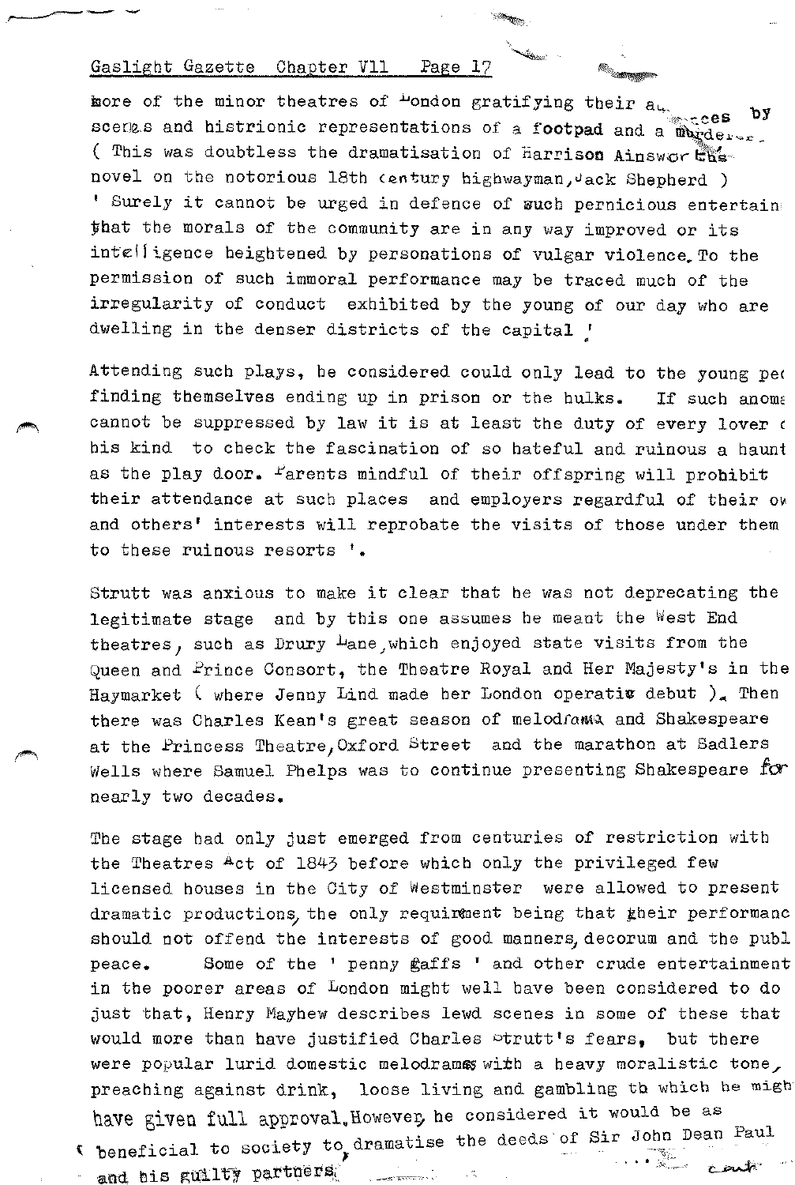more of the minor theatres of London gratifying their audiences by scenes and histrionic representations of a footpad and a murderer. ( This was doubtless the dramatisation of Harrison Ainsworth's novel on the notorious 18th century highwayman, Jack Shepherd ) ' Surely it cannot be urged in defence of such pernicious entertain that the morals of the community are in any way improved or its intelligence heightened by personations of vulgar violence. To the permission of such immoral performance may be traced much of the irregularity of conduct exhibited by the young of our day who are dwelling in the denser districts of the capital !

Attending such plays, he considered could only lead to the young peo finding themselves ending up in prison or the hulks. If such anoma cannot be suppressed by law it is at least the duty of every lover o his kind to check the fascination of so hateful and ruinous a haunt as the play door. Parents mindful of their offspring will prohibit their attendance at such places and employers regardful of their ow and others' interests will reprobate the visits of those under them to these ruinous resorts '.

Strutt was anxious to make it clear that he was not deprecating the legitimate stage and by this one assumes he meant the West End theatres, such as Drury Lane, which enjoyed state visits from the Queen and Prince Consort, the Theatre Royal and Her Majesty's in the Haymarket ( where Jenny Lind made her London operatic debut ). Then there was Charles Kean's great season of melodrama and Shakespeare at the Princess Theatre, Oxford Street and the marathon at Sadlers Wells where Samuel Phelps was to continue presenting Shakespeare for nearly two decades.

The stage had only just emerged from centuries of restriction with the Theatres Act of 1843 before which only the privileged few licensed houses in the City of Westminster were allowed to present dramatic productions, the only requirement being that their performanc should not offend the interests of good manners, decorum and the publ peace. Some of the ' penny gaffs ' and other crude entertainment in the poorer areas of London might well have been considered to do just that, Henry Mayhew describes lewd scenes in some of these that would more than have justified Charles Strutt's fears, but there were popular lurid domestic melodramas with a heavy moralistic tone, preaching against drink, loose living and gambling to which he migh have given full approval. However, he considered it would be as beneficial to society to dramatise the deeds of Sir John Dean Paul and his guilty partners.

cont.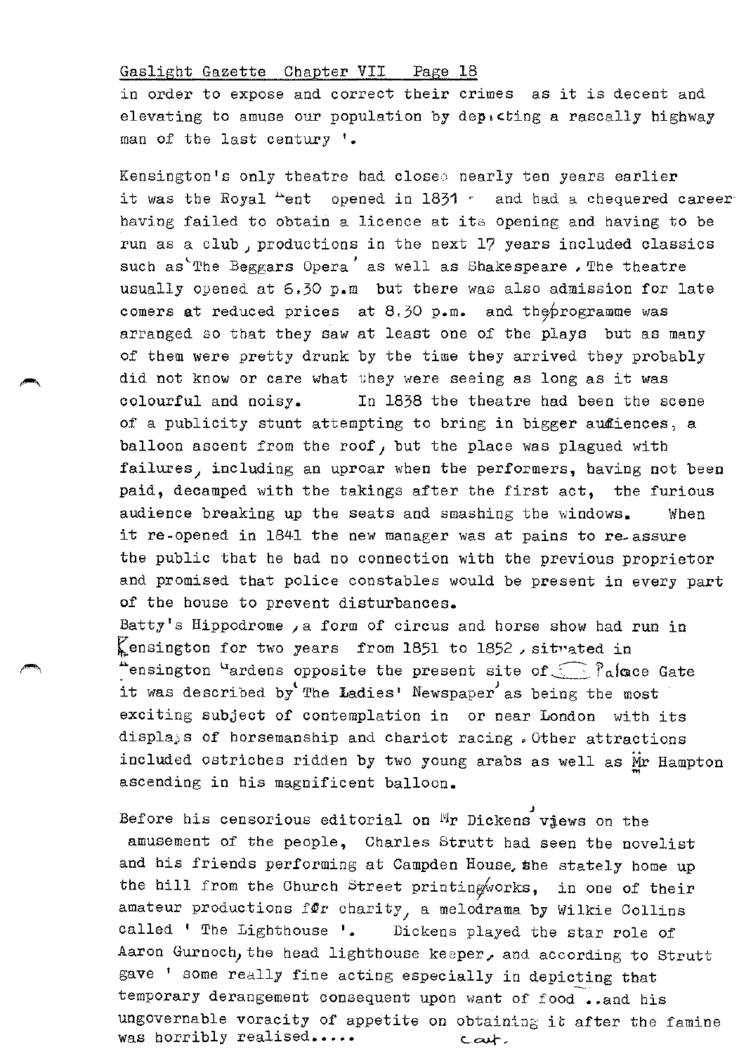in order to expose and correct their crimes as it is decent and elevating to amuse our population by depicting a rascally highway man of the last century '.

Kensington's only theatre had closed nearly ten years earlier it was the Royal Kent opened in 1831 - and had a chequered career having failed to obtain a licence at its opening and having to be run as a club, productions in the next 17 years included classics such as 'The Beggars Opera' as well as Shakespeare. The theatre usually opened at 6.30 p.m but there was also admission for late comers at reduced prices at 8.30 p.m. and the programme was arranged so that they saw at least one of the plays but as many of them were pretty drunk by the time they arrived they probably did not know or care what they were seeing as long as it was colourful and noisy. In 1838 the theatre had been the scene of a publicity stunt attempting to bring in bigger audiences, a balloon ascent from the roof, but the place was plagued with failures, including an uproar when the performers, having not been paid, decamped with the takings after the first act, the furious audience breaking up the seats and smashing the windows. When it re-opened in 1841 the new manager was at pains to re-assure the public that he had no connection with the previous proprietor and promised that police constables would be present in every part of the house to prevent disturbances.

Batty's Hippodrome, a form of circus and horse show had run in Kensington for two years from 1851 to 1852, situated in Kensington Gardens opposite the present site of Palace Gate it was described by 'The Ladies' Newspaper' as being the most exciting subject of contemplation in or near London with its displays of horsemanship and chariot racing. Other attractions included ostriches ridden by two young arabs as well as Mr Hampton ascending in his magnificent balloon.

Before his censorious editorial on Mr Dickens' views on the amusement of the people, Charles Strutt had seen the novelist and his friends performing at Campden House, the stately home up the hill from the Church Street printing works, in one of their amateur productions for charity, a melodrama by Wilkie Collins called ' The Lighthouse '. Dickens played the star role of Aaron Gurnoch, the head lighthouse keeper, and according to Strutt gave ' some really fine acting especially in depicting that temporary derangement consequent upon want of food ..and his ungovernable voracity of appetite on obtaining it after the famine was horribly realised.....

cont.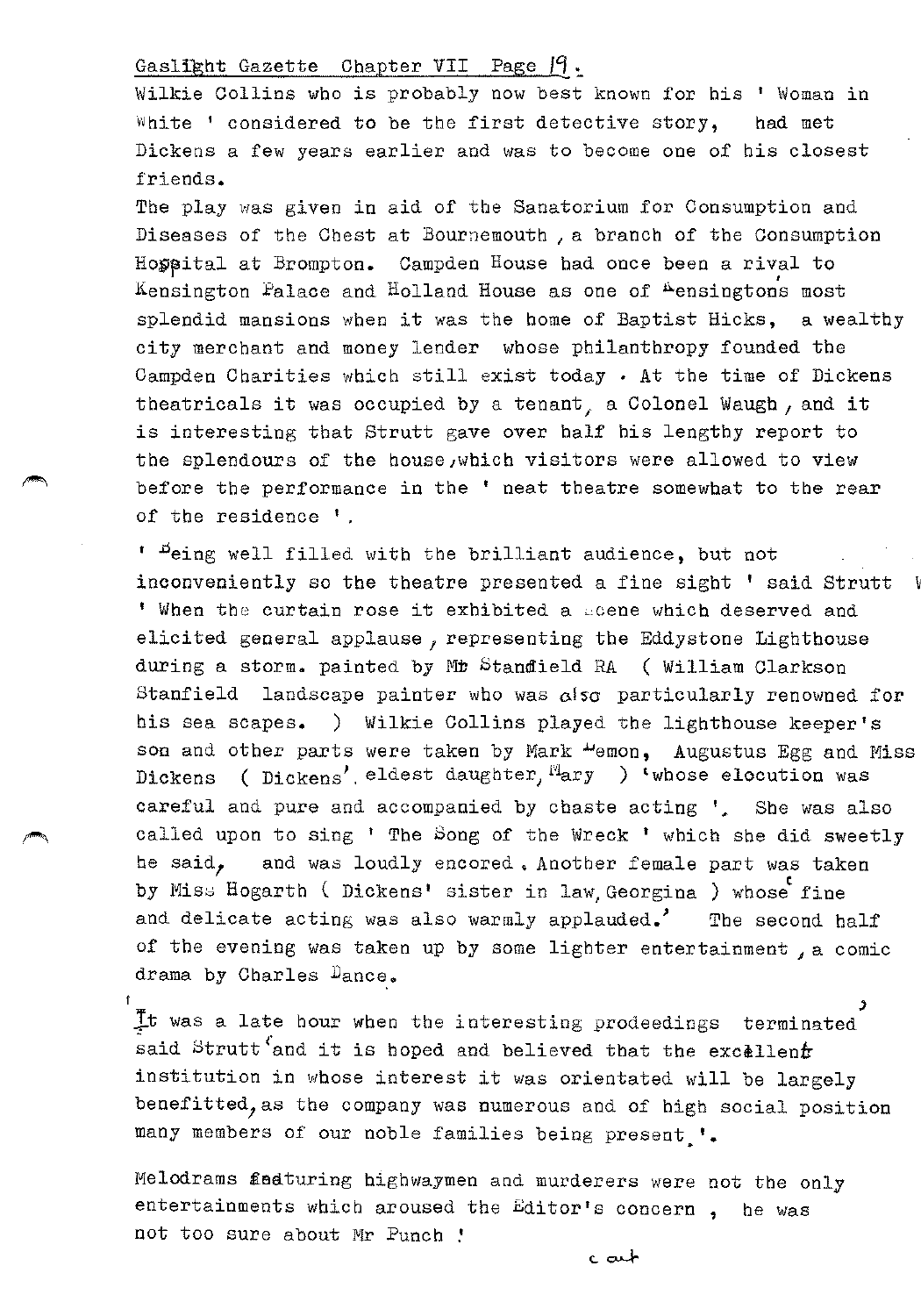Wilkie Collins who is probably now best known for his ' Woman in White ' considered to be the first detective story, had met Dickens a few years earlier and was to become one of his closest friends.

The play was given in aid of the Sanatorium for Consumption and Diseases of the Chest at Bournemouth , a branch of the Consumption Hospital at Brompton. Campden House had once been a rival to Kensington Palace and Holland House as one of Kensingtons most splendid mansions when it was the home of Baptist Hicks, a wealthy city merchant and money lender whose philanthropy founded the Campden Charities which still exist today . At the time of Dickens theatricals it was occupied by a tenant, a Colonel Waugh , and it is interesting that Strutt gave over half his lengthy report to the splendours of the house,which visitors were allowed to view before the performance in the ' neat theatre somewhat to the rear of the residence '.

' Being well filled with the brilliant audience, but not inconveniently so the theatre presented a fine sight ' said Strutt ' When the curtain rose it exhibited a scene which deserved and elicited general applause , representing the Eddystone Lighthouse during a storm. painted by Mr Standfield RA ( William Clarkson Stanfield landscape painter who was also particularly renowned for his sea scapes. ) Wilkie Collins played the lighthouse keeper's son and other parts were taken by Mark Lemon, Augustus Egg and Miss Dickens ( Dickens' eldest daughter, Mary ) 'whose elocution was careful and pure and accompanied by chaste acting '. She was also called upon to sing ' The Song of the Wreck ' which she did sweetly he said, and was loudly encored . Another female part was taken by Miss Hogarth ( Dickens' sister in law, Georgina ) whose fine and delicate acting was also warmly applauded.' The second half of the evening was taken up by some lighter entertainment , a comic drama by Charles Dance.

'It was a late hour when the interesting prodeedings terminated' said Strutt 'and it is hoped and believed that the excellent institution in whose interest it was orientated will be largely benefitted, as the company was numerous and of high social position many members of our noble families being present.'.

Melodrams featuring highwaymen and murderers were not the only entertainments which aroused the Editor's concern , he was not too sure about Mr Punch !

cont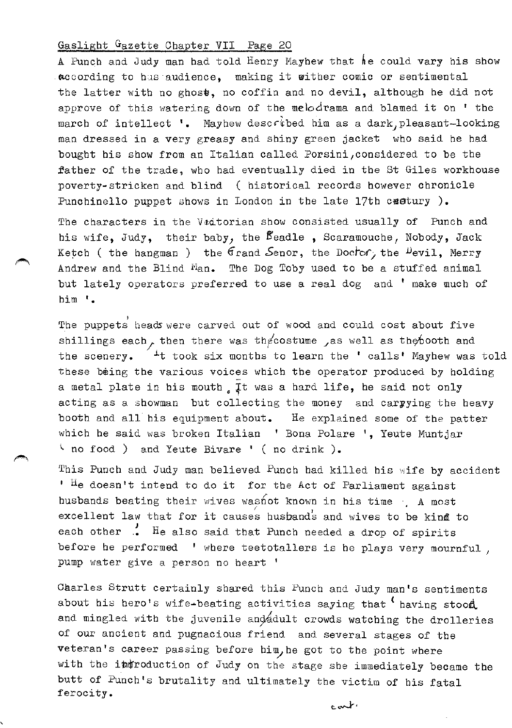Gaslight Gazette Chapter VII Page 20

A Punch and Judy man had told Henry Mayhew that he could vary his show according to his audience, making it either comic or sentimental the latter with no ghost, no coffin and no devil, although he did not approve of this watering down of the melodrama and blamed it on ' the march of intellect '. Mayhew described him as a dark, pleasant-looking man dressed in a very greasy and shiny green jacket who said he had bought his show from an Italian called Porsini, considered to be the father of the trade, who had eventually died in the St Giles workhouse poverty-stricken and blind ( historical records however chronicle Punchinello puppet shows in London in the late 17th century ).

The characters in the Victorian show consisted usually of Punch and his wife, Judy, their baby, the Beadle , Scaramouche, Nobody, Jack Ketch ( the hangman ) the Grand Senor, the Doctor, the Devil, Merry Andrew and the Blind Man. The Dog Toby used to be a stuffed animal but lately operators preferred to use a real dog and ' make much of him '.

The puppets' heads were carved out of wood and could cost about five shillings each, then there was the costume ,as well as the booth and the scenery. It took six months to learn the ' calls' Mayhew was told these being the various voices which the operator produced by holding a metal plate in his mouth. It was a hard life, he said not only acting as a showman but collecting the money and carrying the heavy booth and all his equipment about. He explained some of the patter which he said was broken Italian ' Bona Polare ', Yeute Muntjar ( no food ) and Yeute Bivare ' ( no drink ).

This Punch and Judy man believed Punch had killed his wife by accident ' He doesn't intend to do it for the Act of Parliament against husbands beating their wives was not known in his time . A most excellent law that for it causes husbands and wives to be kind to each other .' He also said that Punch needed a drop of spirits before he performed ' where teetotallers is he plays very mournful , pump water give a person no heart '

Charles Strutt certainly shared this Punch and Judy man's sentiments about his hero's wife-beating activities saying that ' having stood and mingled with the juvenile and adult crowds watching the drolleries of our ancient and pugnacious friend and several stages of the veteran's career passing before him, he got to the point where with the introduction of Judy on the stage she immediately became the butt of Punch's brutality and ultimately the victim of his fatal ferocity.

cont.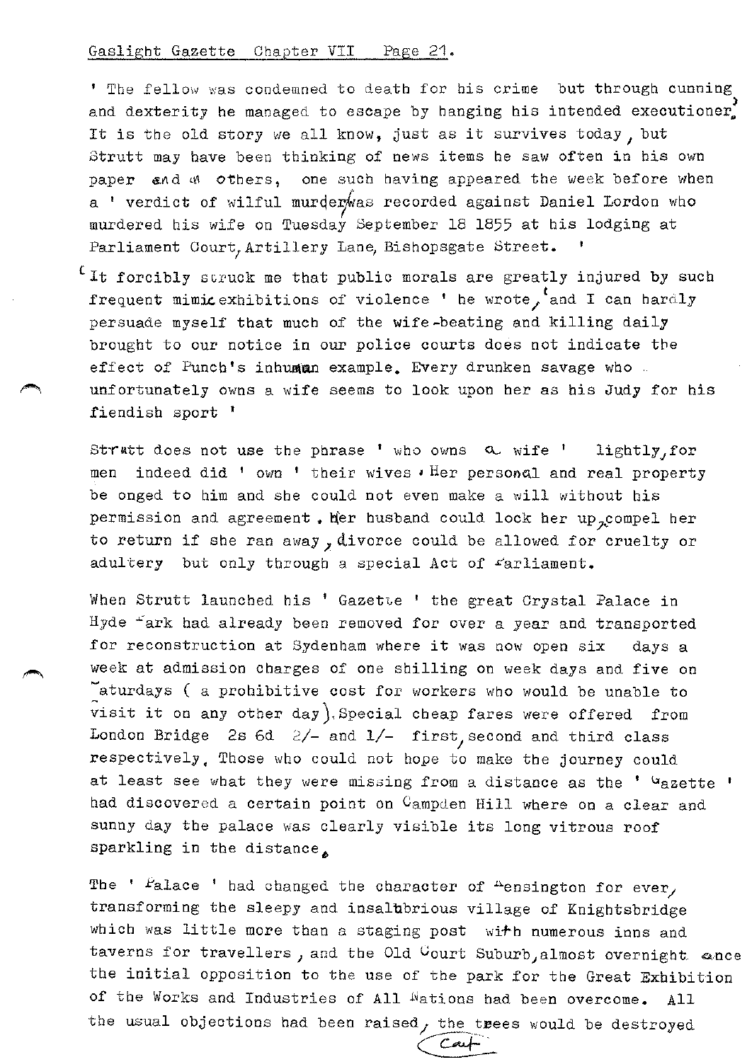' The fellow was condemned to death for his crime but through cunning, and dexterity he managed to escape by hanging his intended executioner. It is the old story we all know, just as it survives today, but Strutt may have been thinking of news items he saw often in his own paper and in others, one such having appeared the week before when a ' verdict of wilful murder was recorded against Daniel Lordon who murdered his wife on Tuesday September 18 1855 at his lodging at Parliament Court, Artillery Lane, Bishopsgate Street. '

' It forcibly struck me that public morals are greatly injured by such frequent mimic exhibitions of violence ' he wrote, ' and I can hardly persuade myself that much of the wife-beating and killing daily brought to our notice in our police courts does not indicate the effect of Punch's inhuman example. Every drunken savage who unfortunately owns a wife seems to look upon her as his Judy for his fiendish sport '

Strutt does not use the phrase ' who owns a wife ' lightly, for men indeed did ' own ' their wives. Her personal and real property belonged to him and she could not even make a will without his permission and agreement. Her husband could lock her up, compel her to return if she ran away, divorce could be allowed for cruelty or adultery but only through a special Act of Parliament.

When Strutt launched his ' Gazette ' the great Crystal Palace in Hyde Park had already been removed for over a year and transported for reconstruction at Sydenham where it was now open six days a week at admission charges of one shilling on week days and five on Saturdays ( a prohibitive cost for workers who would be unable to visit it on any other day). Special cheap fares were offered from London Bridge 2s 6d 2/- and 1/- first, second and third class respectively. Those who could not hope to make the journey could at least see what they were missing from a distance as the ' Gazette ' had discovered a certain point on Campden Hill where on a clear and sunny day the palace was clearly visible its long vitrous roof sparkling in the distance.

The ' Palace ' had changed the character of Kensington for ever, transforming the sleepy and insalubrious village of Knightsbridge which was little more than a staging post with numerous inns and taverns for travellers, and the Old Court Suburb, almost overnight once the initial opposition to the use of the park for the Great Exhibition of the Works and Industries of All Nations had been overcome. All the usual objections had been raised, the trees would be destroyed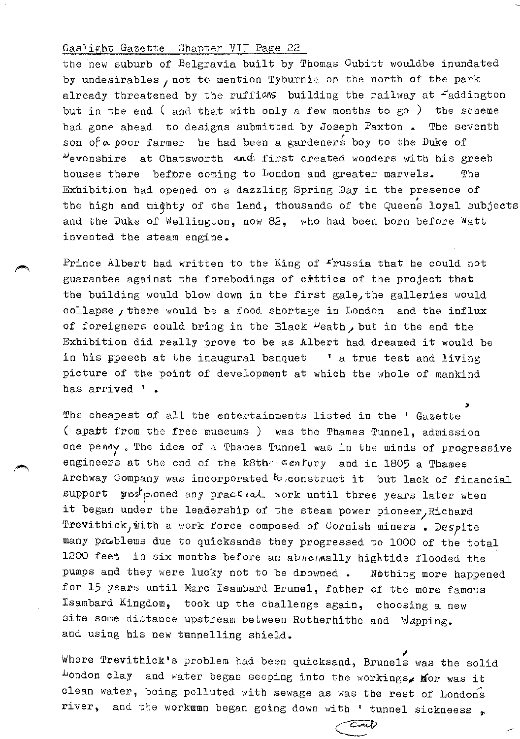the new suburb of Belgravia built by Thomas Cubitt wouldbe inundated by undesirables, not to mention Tyburnia on the north of the park already threatened by the ruffians building the railway at Paddington but in the end ( and that with only a few months to go ) the scheme had gone ahead to designs submitted by Joseph Paxton . The seventh son of a poor farmer he had been a gardener's boy to the Duke of Devonshire at Chatsworth and first created wonders with his green houses there before coming to London and greater marvels. The Exhibition had opened on a dazzling Spring Day in the presence of the high and mighty of the land, thousands of the Queen's loyal subjects and the Duke of Wellington, now 82, who had been born before Watt invented the steam engine.

Prince Albert had written to the King of Prussia that he could not guarantee against the forebodings of critics of the project that the building would blow down in the first gale, the galleries would collapse, there would be a food shortage in London and the influx of foreigners could bring in the Black Death, but in the end the Exhibition did really prove to be as Albert had dreamed it would be in his speech at the inaugural banquet ' a true test and living picture of the point of development at which the whole of mankind has arrived ' .

The cheapest of all the entertainments listed in the ' Gazette' ( apart from the free museums ) was the Thames Tunnel, admission one penny. The idea of a Thames Tunnel was in the minds of progressive engineers at the end of the 18th century and in 1805 a Thames Archway Company was incorporated to construct it but lack of financial support postponed any practical work until three years later when it began under the leadership of the steam power pioneer, Richard Trevithick, with a work force composed of Cornish miners . Despite many problems due to quicksands they progressed to 1000 of the total 1200 feet in six months before an abnormally hightide flooded the pumps and they were lucky not to be drowned . Nothing more happened for 15 years until Marc Isambard Brunel, father of the more famous Isambard Kingdom, took up the challenge again, choosing a new site some distance upstream between Rotherhithe and Wapping. and using his new tunnelling shield.

Where Trevithick's problem had been quicksand, Brunel's was the solid London clay and water began seeping into the workings. Nor was it clean water, being polluted with sewage as was the rest of London's river, and the workmen began going down with ' tunnel sickneess ,

cont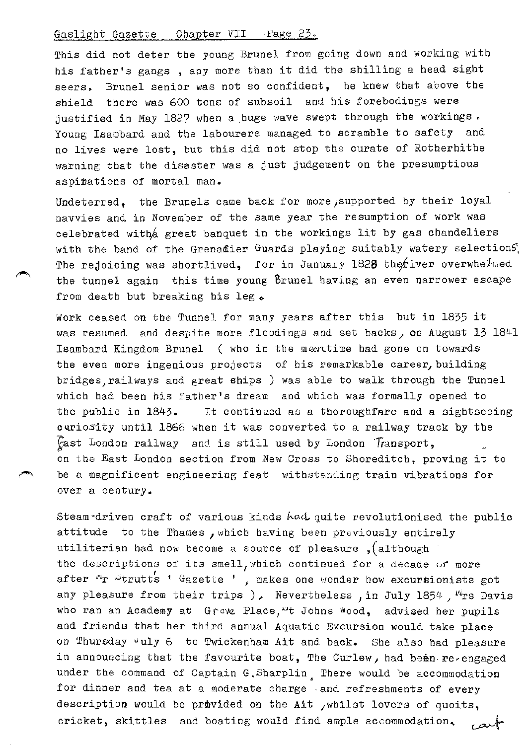This did not deter the young Brunel from going down and working with his father's gangs , any more than it did the shilling a head sight seers. Brunel senior was not so confident, he knew that above the shield there was 600 tons of subsoil and his forebodings were justified in May 1827 when a huge wave swept through the workings. Young Isambard and the labourers managed to scramble to safety and no lives were lost, but this did not stop the curate of Rotherhithe warning that the disaster was a just judgement on the presumptious aspirations of mortal man.

Undeterred, the Brunels came back for more, supported by their loyal navvies and in November of the same year the resumption of work was celebrated with a great banquet in the workings lit by gas chandeliers with the band of the Grenadier Guards playing suitably watery selections. The rejoicing was shortlived, for in January 1828 the river overwhelmed the tunnel again this time young Brunel having an even narrower escape from death but breaking his leg.

Work ceased on the Tunnel for many years after this but in 1835 it was resumed and despite more floodings and set backs, on August 13 1841 Isambard Kingdom Brunel ( who in the meantime had gone on towards the even more ingenious projects of his remarkable career, building bridges, railways and great ships ) was able to walk through the Tunnel which had been his father's dream and which was formally opened to the public in 1843. It continued as a thoroughfare and a sightseeing curiosity until 1866 when it was converted to a railway track by the East London railway and is still used by London Transport, on the East London section from New Cross to Shoreditch, proving it to be a magnificent engineering feat withstanding train vibrations for over a century.

Steam-driven craft of various kinds had quite revolutionised the public attitude to the Thames , which having been previously entirely utiliterian had now become a source of pleasure , (although the descriptions of its smell, which continued for a decade or more after Mr Strutt's ' Gazette ' , makes one wonder how excursionists got any pleasure from their trips ), Nevertheless , in July 1854 , Mrs Davis who ran an Academy at Grove Place, St Johns Wood, advised her pupils and friends that her third annual Aquatic Excursion would take place on Thursday July 6 to Twickenham Ait and back. She also had pleasure in announcing that the favourite boat, The Curlew, had been re-engaged under the command of Captain G.Sharplin. There would be accommodation for dinner and tea at a moderate charge and refreshments of every description would be provided on the Ait ,whilst lovers of quoits, cricket, skittles and boating would find ample accommodation. cont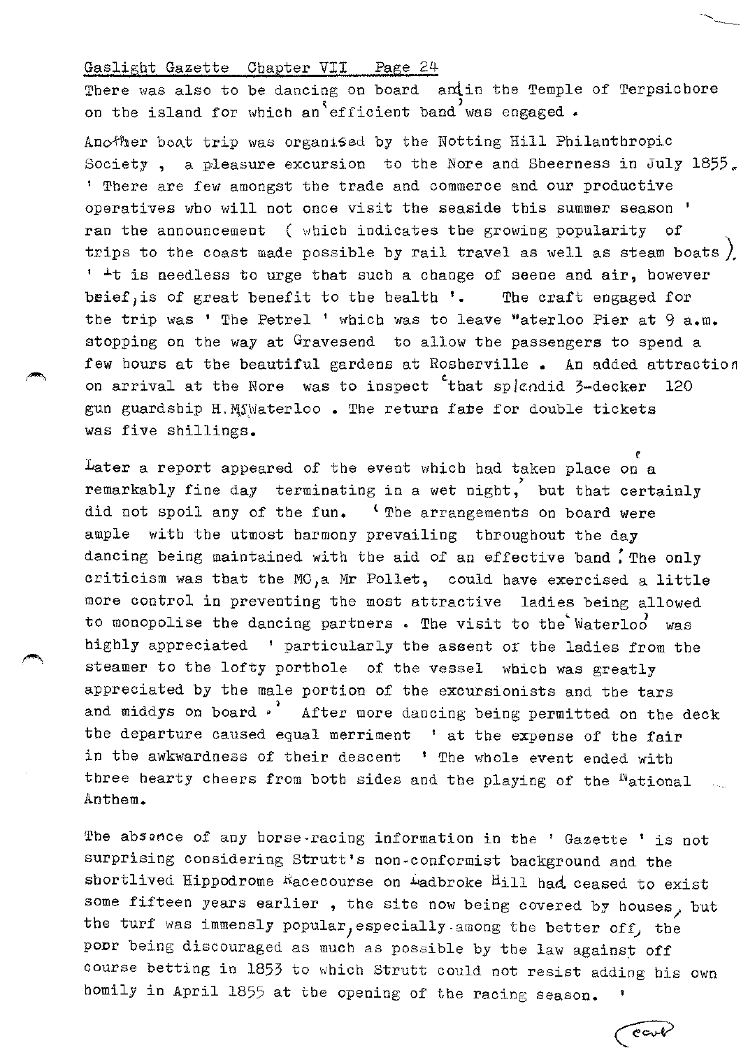There was also to be dancing on board and in the Temple of Terpsichore on the island for which an 'efficient band' was engaged.

Another boat trip was organised by the Notting Hill Philanthropic Society, a pleasure excursion to the Nore and Sheerness in July 1855. ' There are few amongst the trade and commerce and our productive operatives who will not once visit the seaside this summer season ' ran the announcement ( which indicates the growing popularity of trips to the coast made possible by rail travel as well as steam boats ). ' It is needless to urge that such a change of scene and air, however brief, is of great benefit to the health '. The craft engaged for the trip was ' The Petrel ' which was to leave Waterloo Pier at 9 a.m. stopping on the way at Gravesend to allow the passengers to spend a few hours at the beautiful gardens at Rosherville. An added attraction on arrival at the Nore was to inspect 'that splendid 3-decker 120 gun guardship H.M.S Waterloo. The return fare for double tickets was five shillings.

Later a report appeared of the event which had taken place on a remarkably fine day terminating in a wet night, but that certainly did not spoil any of the fun. ' The arrangements on board were ample with the utmost harmony prevailing throughout the day dancing being maintained with the aid of an effective band.' The only criticism was that the MC, a Mr Pollet, could have exercised a little more control in preventing the most attractive ladies being allowed to monopolise the dancing partners. The visit to the 'Waterloo' was highly appreciated ' particularly the assent of the ladies from the steamer to the lofty porthole of the vessel which was greatly appreciated by the male portion of the excursionists and the tars and middys on board.' After more dancing being permitted on the deck the departure caused equal merriment ' at the expense of the fair in the awkwardness of their descent ' The whole event ended with three hearty cheers from both sides and the playing of the National Anthem.

The absence of any horse-racing information in the ' Gazette ' is not surprising considering Strutt's non-conformist background and the shortlived Hippodrome Racecourse on Ladbroke Hill had ceased to exist some fifteen years earlier, the site now being covered by houses, but the turf was immensly popular, especially among the better off, the poor being discouraged as much as possible by the law against off course betting in 1853 to which Strutt could not resist adding his own homily in April 1855 at the opening of the racing season. '

cont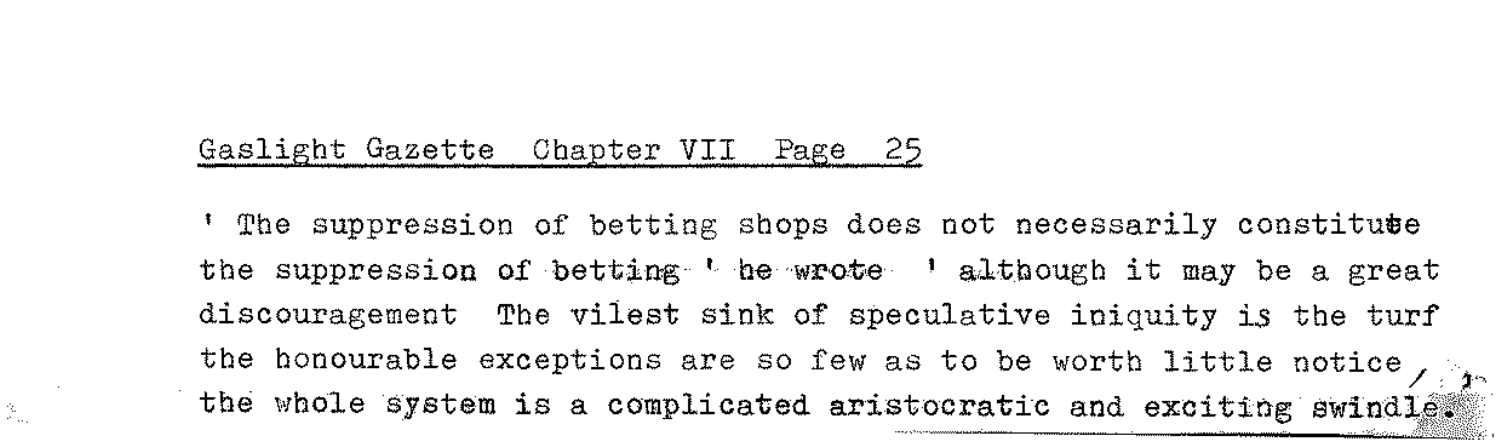' The suppression of betting shops does not necessarily constitute the suppression of betting ' he wrote ' although it may be a great discouragement The vilest sink of speculative iniquity is the turf the honourable exceptions are so few as to be worth little notice , the whole system is a complicated aristocratic and exciting swindle.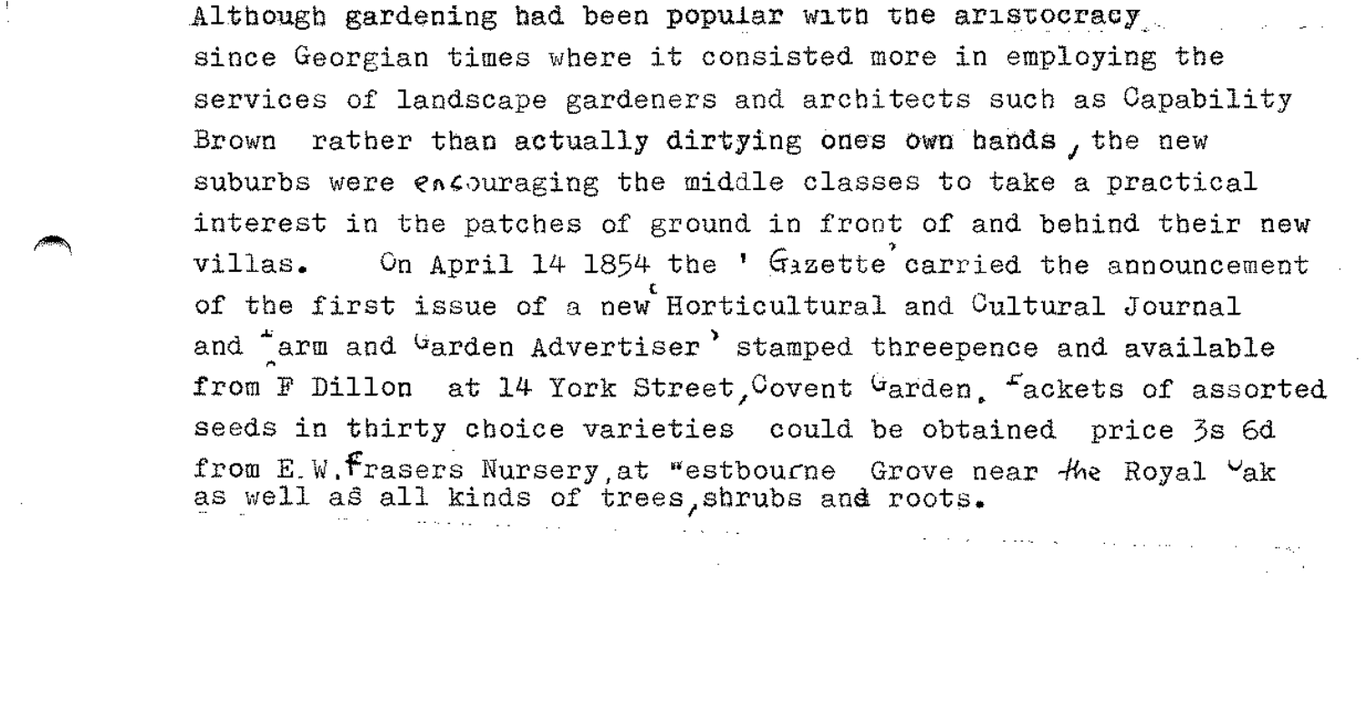Although gardening had been popular with the aristocracy since Georgian times where it consisted more in employing the services of landscape gardeners and architects such as Capability Brown rather than actually dirtying ones own hands, the new suburbs were encouraging the middle classes to take a practical interest in the patches of ground in front of and behind their new villas. On April 14 1854 the 'Gazette' carried the announcement of the first issue of a new 'Horticultural and Cultural Journal and Farm and Garden Advertiser' stamped threepence and available from F Dillon at 14 York Street, Covent Garden. Packets of assorted seeds in thirty choice varieties could be obtained price 3s 6d from E.W. Frasers Nursery, at Westbourne Grove near the Royal Oak as well as all kinds of trees, shrubs and roots.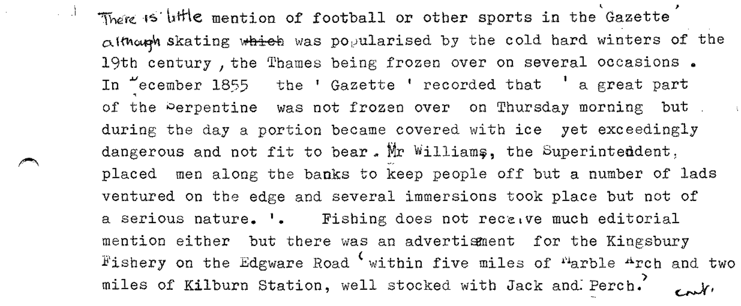There is little mention of football or other sports in the Gazette although skating was popularised by the cold hard winters of the 19th century, the Thames being frozen over on several occasions. In December 1855 the 'Gazette' recorded that 'a great part of the Serpentine was not frozen over on Thursday morning but during the day a portion became covered with ice yet exceedingly dangerous and not fit to bear. Mr Williams, the Superintendent, placed men along the banks to keep people off but a number of lads ventured on the edge and several immersions took place but not of a serious nature.'. Fishing does not receive much editorial mention either but there was an advertisement for the Kingsbury Fishery on the Edgware Road 'within five miles of Marble Arch and two miles of Kilburn Station, well stocked with Jack and Perch.' cont.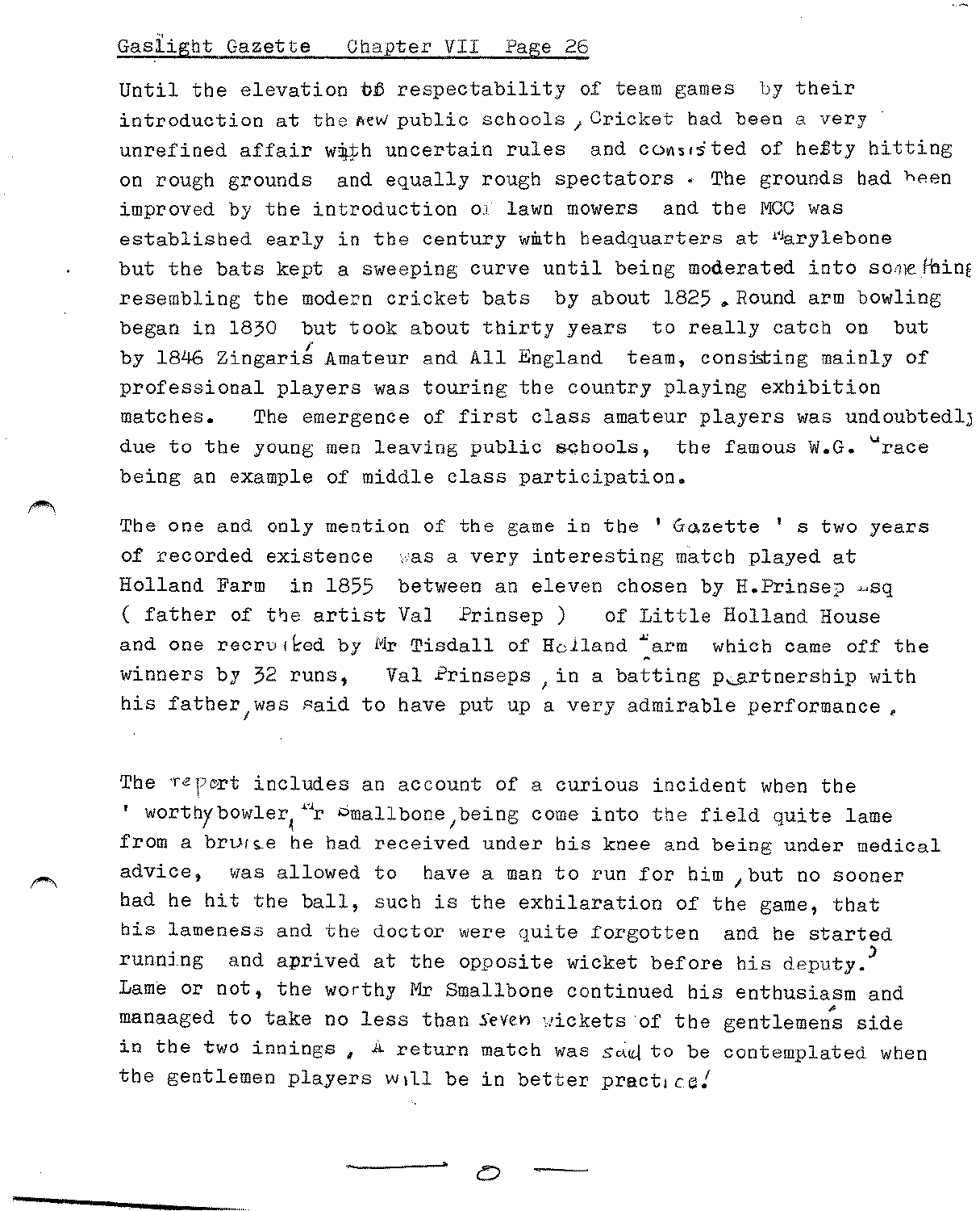Until the elevation to respectability of team games by their introduction at the new public schools, Cricket had been a very unrefined affair with uncertain rules and consisted of hefty hitting on rough grounds and equally rough spectators. The grounds had been improved by the introduction of lawn mowers and the MCC was established early in the century with headquarters at Marylebone but the bats kept a sweeping curve until being moderated into something resembling the modern cricket bats by about 1825. Round arm bowling began in 1830 but took about thirty years to really catch on but by 1846 Zingaris Amateur and All England team, consisting mainly of professional players was touring the country playing exhibition matches. The emergence of first class amateur players was undoubtedly due to the young men leaving public schools, the famous W.G. Grace being an example of middle class participation.

The one and only mention of the game in the 'Gazette' s two years of recorded existence was a very interesting match played at Holland Farm in 1855 between an eleven chosen by H.Prinsep Esq ( father of the artist Val Prinsep ) of Little Holland House and one recruited by Mr Tisdall of Holland Farm which came off the winners by 32 runs, Val Prinseps, in a batting partnership with his father, was said to have put up a very admirable performance.

The report includes an account of a curious incident when the ' worthy bowler, Mr Smallbone, being come into the field quite lame from a bruise he had received under his knee and being under medical advice, was allowed to have a man to run for him, but no sooner had he hit the ball, such is the exhilaration of the game, that his lameness and the doctor were quite forgotten and he started running and arrived at the opposite wicket before his deputy.' Lame or not, the worthy Mr Smallbone continued his enthusiasm and manaaged to take no less than seven wickets of the gentlemens side in the two innings. A return match was said to be contemplated when the gentlemen players will be in better practice!